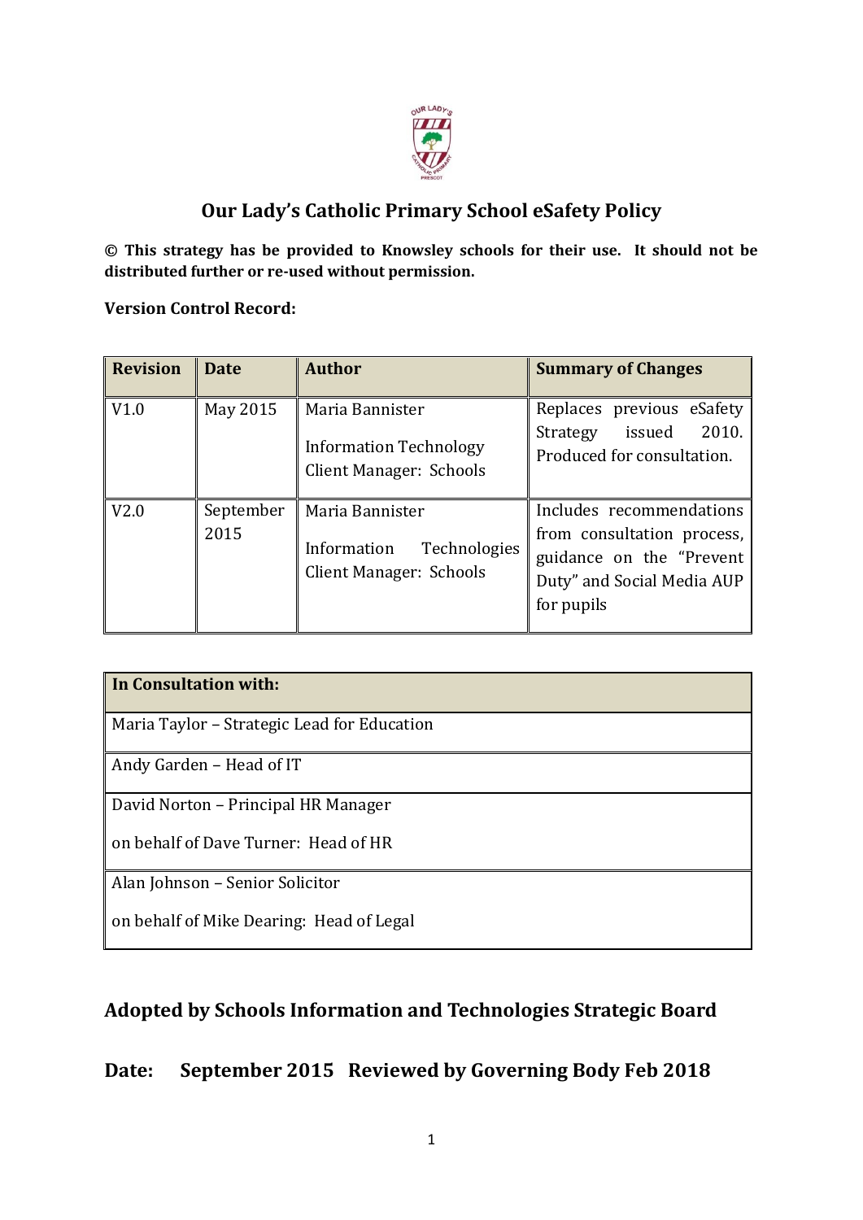# Our Lady's Catholic Primary School eSafety Policy

**© This strategy has be provided to Knowsley schools for their use. It should not be distributed further or re-used without permission.**

**Version Control Record:**

| Revision | Date | Author | Summary of Changes |
|---|---|---|---|
| V1.0 | May 2015 | Maria Bannister<br>Information Technology Client Manager: Schools | Replaces previous eSafety Strategy issued 2010. Produced for consultation. |
| V2.0 | September 2015 | Maria Bannister<br>Information Technologies Client Manager: Schools | Includes recommendations from consultation process, guidance on the "Prevent Duty" and Social Media AUP for pupils |

| In Consultation with: |
|---|
| Maria Taylor – Strategic Lead for Education |
| Andy Garden – Head of IT |
| David Norton – Principal HR Manager<br>on behalf of Dave Turner: Head of HR |
| Alan Johnson – Senior Solicitor<br>on behalf of Mike Dearing: Head of Legal |

## Adopted by Schools Information and Technologies Strategic Board

## Date: September 2015 Reviewed by Governing Body Feb 2018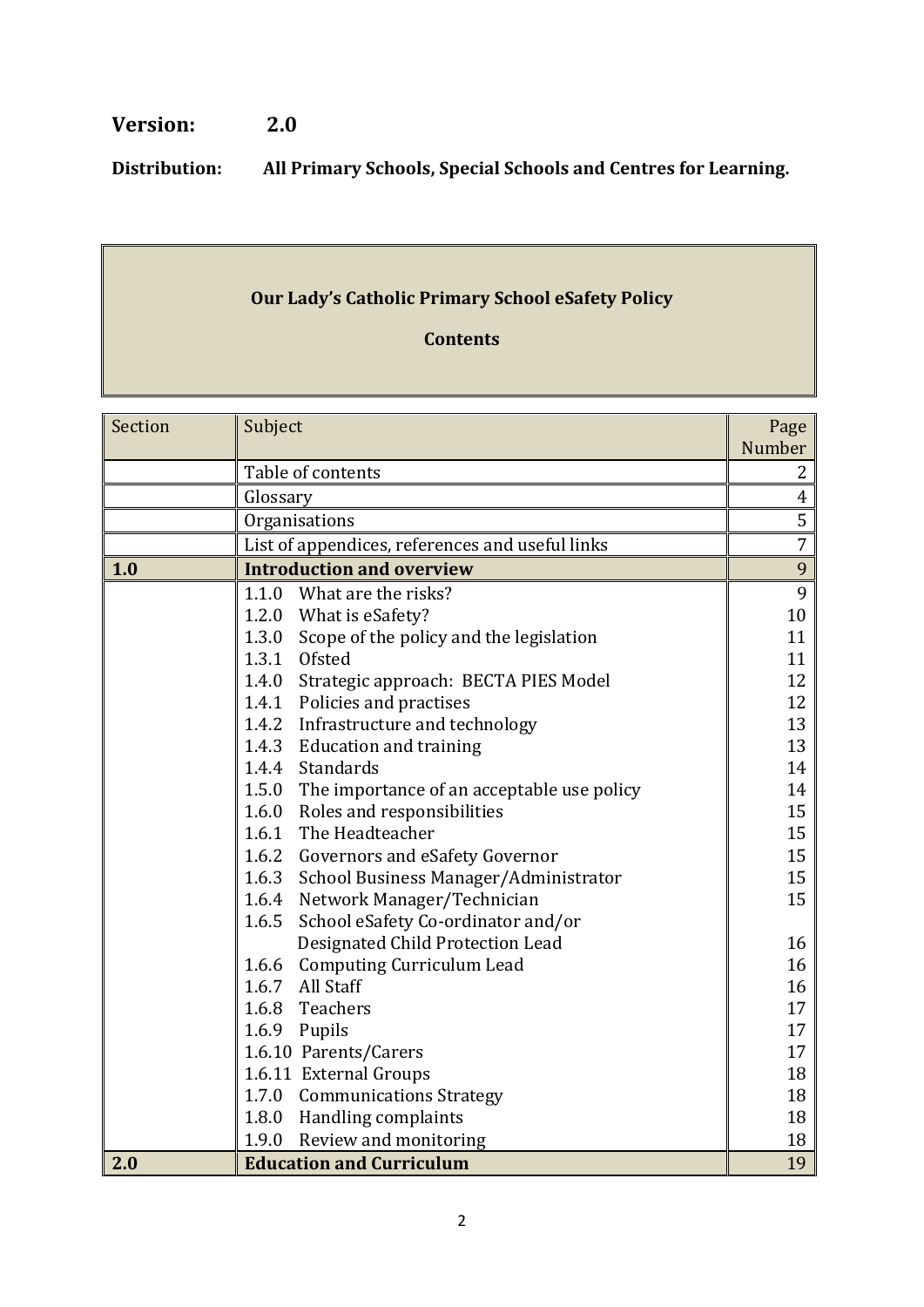**Version: 2.0**

**Distribution: All Primary Schools, Special Schools and Centres for Learning.**

**Our Lady's Catholic Primary School eSafety Policy**

**Contents**

| Section | Subject | Page Number |
|---|---|---|
| | Table of contents | 2 |
| | Glossary | 4 |
| | Organisations | 5 |
| | List of appendices, references and useful links | 7 |
| **1.0** | **Introduction and overview** | 9 |
| | 1.1.0 What are the risks? | 9 |
| | 1.2.0 What is eSafety? | 10 |
| | 1.3.0 Scope of the policy and the legislation | 11 |
| | 1.3.1 Ofsted | 11 |
| | 1.4.0 Strategic approach: BECTA PIES Model | 12 |
| | 1.4.1 Policies and practises | 12 |
| | 1.4.2 Infrastructure and technology | 13 |
| | 1.4.3 Education and training | 13 |
| | 1.4.4 Standards | 14 |
| | 1.5.0 The importance of an acceptable use policy | 14 |
| | 1.6.0 Roles and responsibilities | 15 |
| | 1.6.1 The Headteacher | 15 |
| | 1.6.2 Governors and eSafety Governor | 15 |
| | 1.6.3 School Business Manager/Administrator | 15 |
| | 1.6.4 Network Manager/Technician | 15 |
| | 1.6.5 School eSafety Co-ordinator and/or Designated Child Protection Lead | 16 |
| | 1.6.6 Computing Curriculum Lead | 16 |
| | 1.6.7 All Staff | 16 |
| | 1.6.8 Teachers | 17 |
| | 1.6.9 Pupils | 17 |
| | 1.6.10 Parents/Carers | 17 |
| | 1.6.11 External Groups | 18 |
| | 1.7.0 Communications Strategy | 18 |
| | 1.8.0 Handling complaints | 18 |
| | 1.9.0 Review and monitoring | 18 |
| **2.0** | **Education and Curriculum** | 19 |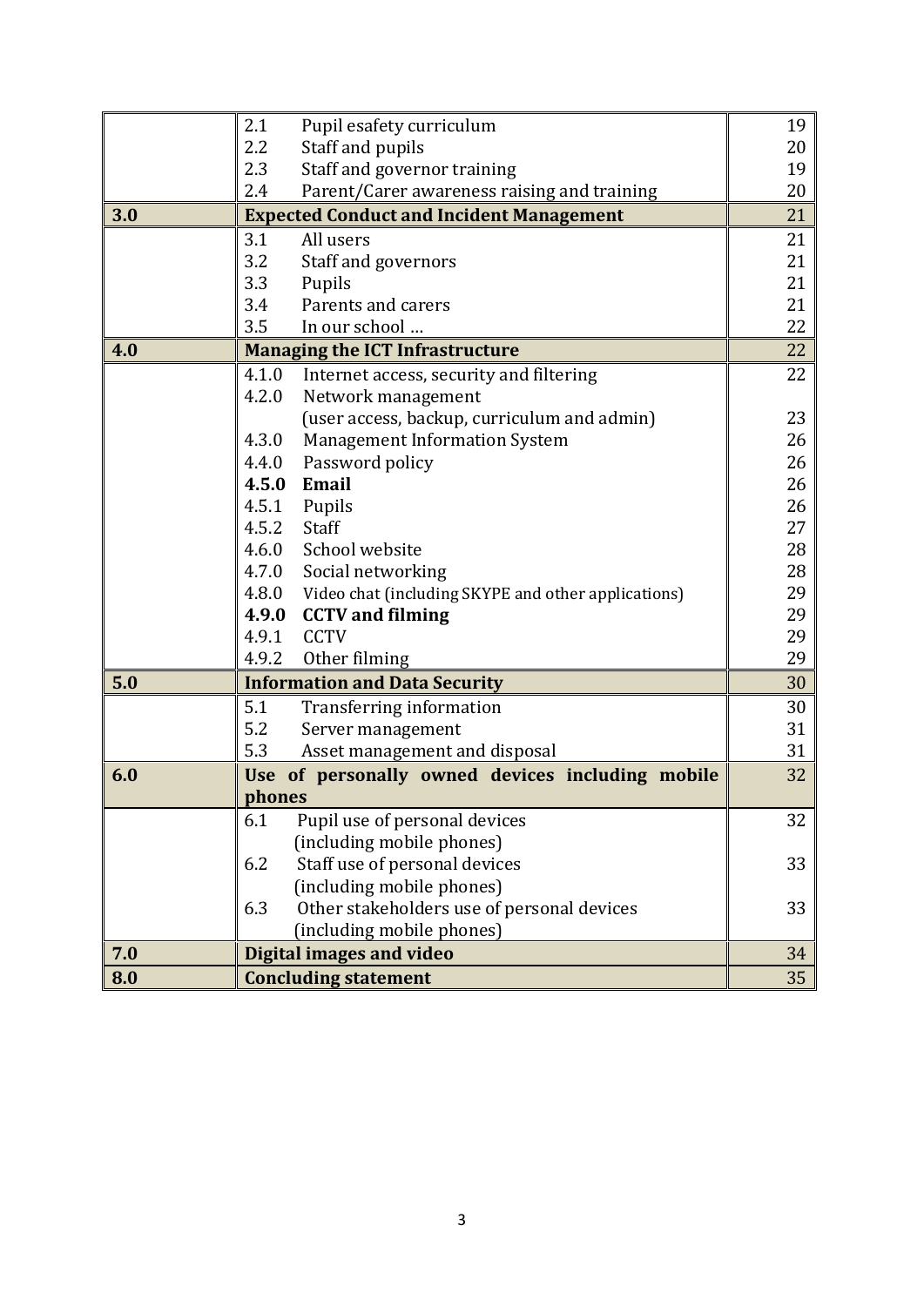|  |  |  |
|---|---|---|
|  | 2.1 Pupil esafety curriculum | 19 |
|  | 2.2 Staff and pupils | 20 |
|  | 2.3 Staff and governor training | 19 |
|  | 2.4 Parent/Carer awareness raising and training | 20 |
| **3.0** | **Expected Conduct and Incident Management** | 21 |
|  | 3.1 All users | 21 |
|  | 3.2 Staff and governors | 21 |
|  | 3.3 Pupils | 21 |
|  | 3.4 Parents and carers | 21 |
|  | 3.5 In our school … | 22 |
| **4.0** | **Managing the ICT Infrastructure** | 22 |
|  | 4.1.0 Internet access, security and filtering | 22 |
|  | 4.2.0 Network management | |
|  | (user access, backup, curriculum and admin) | 23 |
|  | 4.3.0 Management Information System | 26 |
|  | 4.4.0 Password policy | 26 |
|  | **4.5.0 Email** | 26 |
|  | 4.5.1 Pupils | 26 |
|  | 4.5.2 Staff | 27 |
|  | 4.6.0 School website | 28 |
|  | 4.7.0 Social networking | 28 |
|  | 4.8.0 Video chat (including SKYPE and other applications) | 29 |
|  | **4.9.0 CCTV and filming** | 29 |
|  | 4.9.1 CCTV | 29 |
|  | 4.9.2 Other filming | 29 |
| **5.0** | **Information and Data Security** | 30 |
|  | 5.1 Transferring information | 30 |
|  | 5.2 Server management | 31 |
|  | 5.3 Asset management and disposal | 31 |
| **6.0** | **Use of personally owned devices including mobile phones** | 32 |
|  | 6.1 Pupil use of personal devices (including mobile phones) | 32 |
|  | 6.2 Staff use of personal devices (including mobile phones) | 33 |
|  | 6.3 Other stakeholders use of personal devices (including mobile phones) | 33 |
| **7.0** | **Digital images and video** | 34 |
| **8.0** | **Concluding statement** | 35 |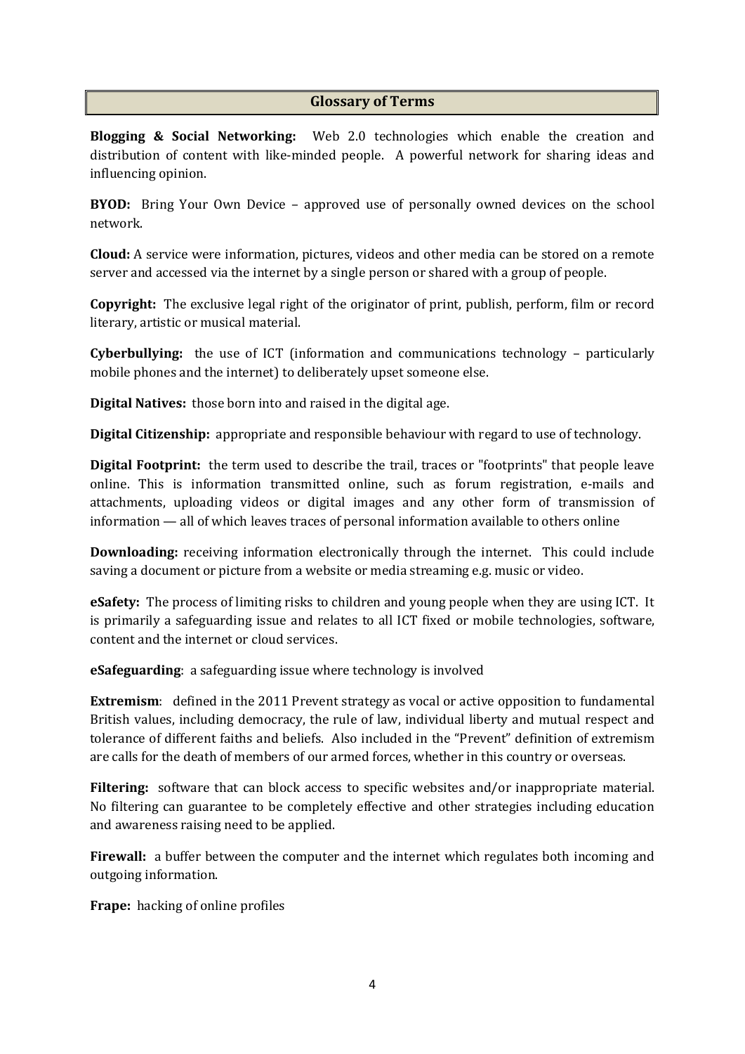## Glossary of Terms

**Blogging & Social Networking:** Web 2.0 technologies which enable the creation and distribution of content with like-minded people. A powerful network for sharing ideas and influencing opinion.

**BYOD:** Bring Your Own Device – approved use of personally owned devices on the school network.

**Cloud:** A service were information, pictures, videos and other media can be stored on a remote server and accessed via the internet by a single person or shared with a group of people.

**Copyright:** The exclusive legal right of the originator of print, publish, perform, film or record literary, artistic or musical material.

**Cyberbullying:** the use of ICT (information and communications technology – particularly mobile phones and the internet) to deliberately upset someone else.

**Digital Natives:** those born into and raised in the digital age.

**Digital Citizenship:** appropriate and responsible behaviour with regard to use of technology.

**Digital Footprint:** the term used to describe the trail, traces or "footprints" that people leave online. This is information transmitted online, such as forum registration, e-mails and attachments, uploading videos or digital images and any other form of transmission of information — all of which leaves traces of personal information available to others online

**Downloading:** receiving information electronically through the internet. This could include saving a document or picture from a website or media streaming e.g. music or video.

**eSafety:** The process of limiting risks to children and young people when they are using ICT. It is primarily a safeguarding issue and relates to all ICT fixed or mobile technologies, software, content and the internet or cloud services.

**eSafeguarding**: a safeguarding issue where technology is involved

**Extremism**: defined in the 2011 Prevent strategy as vocal or active opposition to fundamental British values, including democracy, the rule of law, individual liberty and mutual respect and tolerance of different faiths and beliefs. Also included in the "Prevent" definition of extremism are calls for the death of members of our armed forces, whether in this country or overseas.

**Filtering:** software that can block access to specific websites and/or inappropriate material. No filtering can guarantee to be completely effective and other strategies including education and awareness raising need to be applied.

**Firewall:** a buffer between the computer and the internet which regulates both incoming and outgoing information.

**Frape:** hacking of online profiles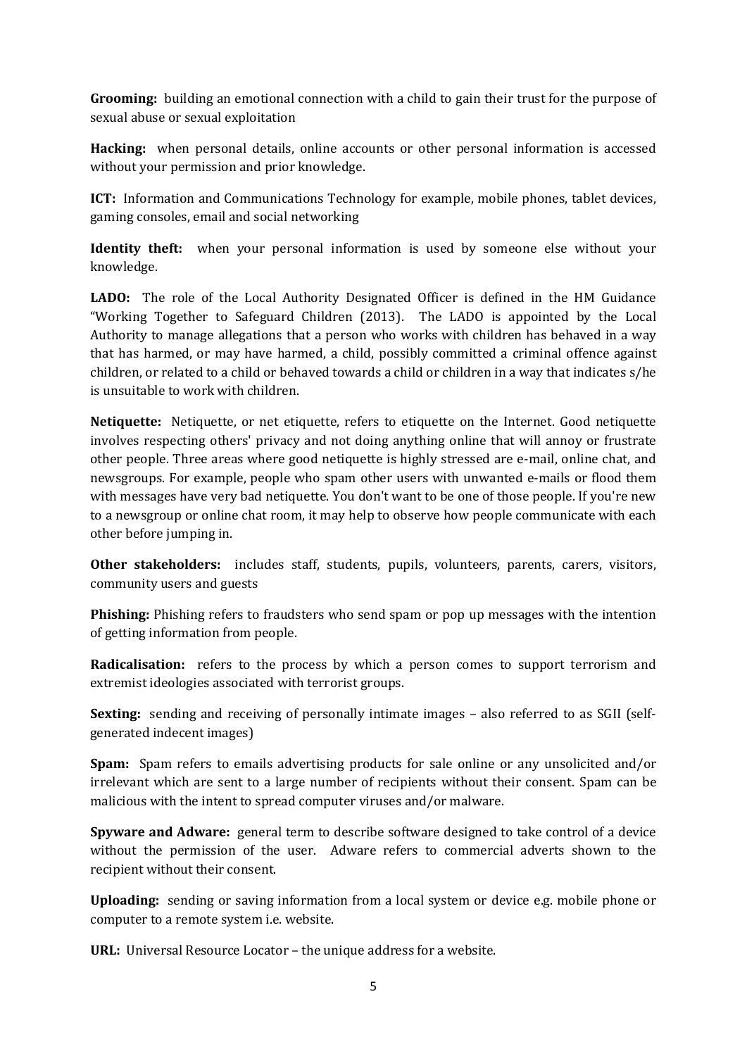**Grooming:** building an emotional connection with a child to gain their trust for the purpose of sexual abuse or sexual exploitation

**Hacking:** when personal details, online accounts or other personal information is accessed without your permission and prior knowledge.

**ICT:** Information and Communications Technology for example, mobile phones, tablet devices, gaming consoles, email and social networking

**Identity theft:** when your personal information is used by someone else without your knowledge.

**LADO:** The role of the Local Authority Designated Officer is defined in the HM Guidance "Working Together to Safeguard Children (2013). The LADO is appointed by the Local Authority to manage allegations that a person who works with children has behaved in a way that has harmed, or may have harmed, a child, possibly committed a criminal offence against children, or related to a child or behaved towards a child or children in a way that indicates s/he is unsuitable to work with children.

**Netiquette:** Netiquette, or net etiquette, refers to etiquette on the Internet. Good netiquette involves respecting others' privacy and not doing anything online that will annoy or frustrate other people. Three areas where good netiquette is highly stressed are e-mail, online chat, and newsgroups. For example, people who spam other users with unwanted e-mails or flood them with messages have very bad netiquette. You don't want to be one of those people. If you're new to a newsgroup or online chat room, it may help to observe how people communicate with each other before jumping in.

**Other stakeholders:** includes staff, students, pupils, volunteers, parents, carers, visitors, community users and guests

**Phishing:** Phishing refers to fraudsters who send spam or pop up messages with the intention of getting information from people.

**Radicalisation:** refers to the process by which a person comes to support terrorism and extremist ideologies associated with terrorist groups.

**Sexting:** sending and receiving of personally intimate images – also referred to as SGII (self-generated indecent images)

**Spam:** Spam refers to emails advertising products for sale online or any unsolicited and/or irrelevant which are sent to a large number of recipients without their consent. Spam can be malicious with the intent to spread computer viruses and/or malware.

**Spyware and Adware:** general term to describe software designed to take control of a device without the permission of the user. Adware refers to commercial adverts shown to the recipient without their consent.

**Uploading:** sending or saving information from a local system or device e.g. mobile phone or computer to a remote system i.e. website.

**URL:** Universal Resource Locator – the unique address for a website.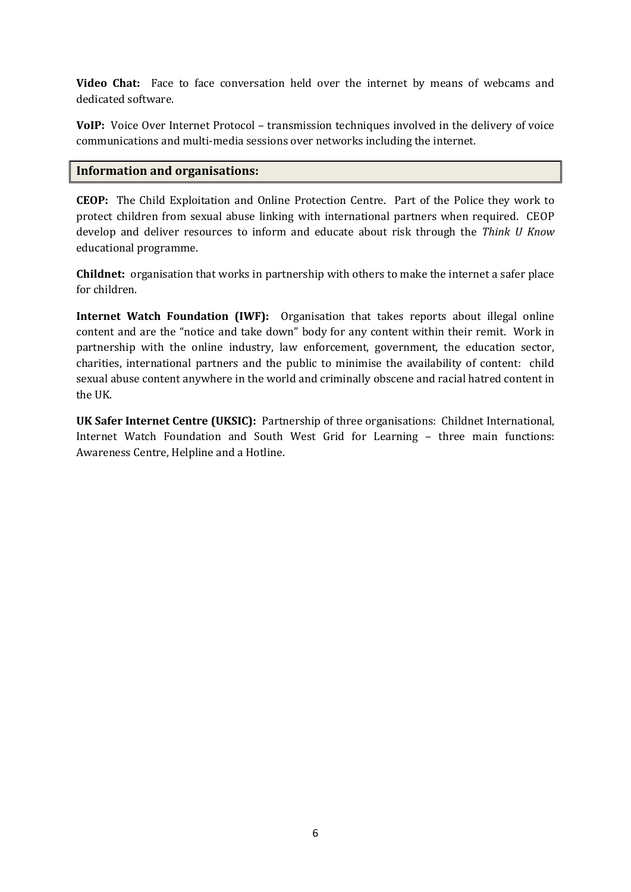**Video Chat:** Face to face conversation held over the internet by means of webcams and dedicated software.

**VoIP:** Voice Over Internet Protocol – transmission techniques involved in the delivery of voice communications and multi-media sessions over networks including the internet.

## Information and organisations:

**CEOP:** The Child Exploitation and Online Protection Centre. Part of the Police they work to protect children from sexual abuse linking with international partners when required. CEOP develop and deliver resources to inform and educate about risk through the *Think U Know* educational programme.

**Childnet:** organisation that works in partnership with others to make the internet a safer place for children.

**Internet Watch Foundation (IWF):** Organisation that takes reports about illegal online content and are the "notice and take down" body for any content within their remit. Work in partnership with the online industry, law enforcement, government, the education sector, charities, international partners and the public to minimise the availability of content: child sexual abuse content anywhere in the world and criminally obscene and racial hatred content in the UK.

**UK Safer Internet Centre (UKSIC):** Partnership of three organisations: Childnet International, Internet Watch Foundation and South West Grid for Learning – three main functions: Awareness Centre, Helpline and a Hotline.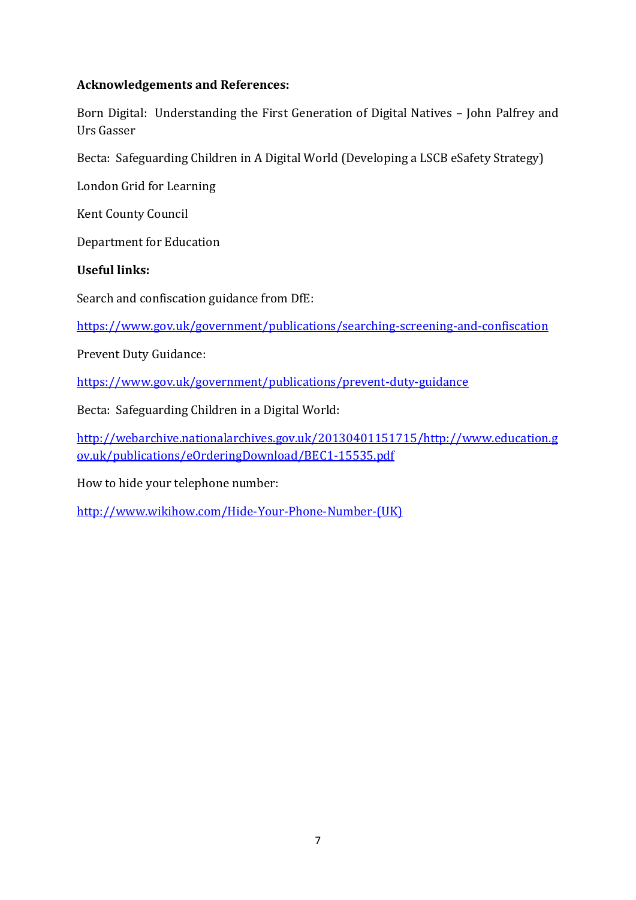**Acknowledgements and References:**

Born Digital: Understanding the First Generation of Digital Natives – John Palfrey and Urs Gasser

Becta: Safeguarding Children in A Digital World (Developing a LSCB eSafety Strategy)

London Grid for Learning

Kent County Council

Department for Education

**Useful links:**

Search and confiscation guidance from DfE:

https://www.gov.uk/government/publications/searching-screening-and-confiscation

Prevent Duty Guidance:

https://www.gov.uk/government/publications/prevent-duty-guidance

Becta: Safeguarding Children in a Digital World:

http://webarchive.nationalarchives.gov.uk/20130401151715/http://www.education.gov.uk/publications/eOrderingDownload/BEC1-15535.pdf

How to hide your telephone number:

http://www.wikihow.com/Hide-Your-Phone-Number-(UK)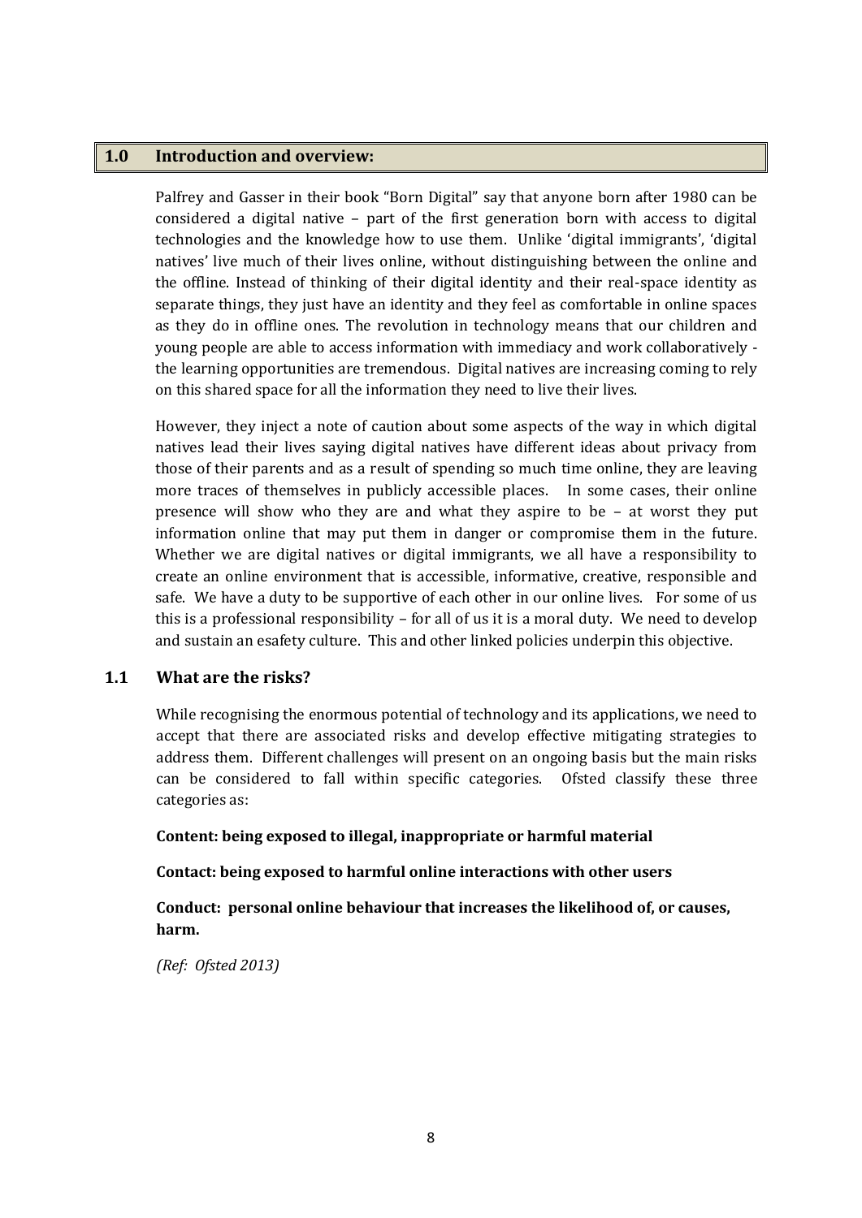## 1.0 Introduction and overview:

Palfrey and Gasser in their book "Born Digital" say that anyone born after 1980 can be considered a digital native – part of the first generation born with access to digital technologies and the knowledge how to use them. Unlike 'digital immigrants', 'digital natives' live much of their lives online, without distinguishing between the online and the offline. Instead of thinking of their digital identity and their real-space identity as separate things, they just have an identity and they feel as comfortable in online spaces as they do in offline ones. The revolution in technology means that our children and young people are able to access information with immediacy and work collaboratively - the learning opportunities are tremendous. Digital natives are increasing coming to rely on this shared space for all the information they need to live their lives.

However, they inject a note of caution about some aspects of the way in which digital natives lead their lives saying digital natives have different ideas about privacy from those of their parents and as a result of spending so much time online, they are leaving more traces of themselves in publicly accessible places. In some cases, their online presence will show who they are and what they aspire to be – at worst they put information online that may put them in danger or compromise them in the future. Whether we are digital natives or digital immigrants, we all have a responsibility to create an online environment that is accessible, informative, creative, responsible and safe. We have a duty to be supportive of each other in our online lives. For some of us this is a professional responsibility – for all of us it is a moral duty. We need to develop and sustain an esafety culture. This and other linked policies underpin this objective.

### 1.1 What are the risks?

While recognising the enormous potential of technology and its applications, we need to accept that there are associated risks and develop effective mitigating strategies to address them. Different challenges will present on an ongoing basis but the main risks can be considered to fall within specific categories. Ofsted classify these three categories as:

**Content: being exposed to illegal, inappropriate or harmful material**

**Contact: being exposed to harmful online interactions with other users**

**Conduct: personal online behaviour that increases the likelihood of, or causes, harm.**

*(Ref: Ofsted 2013)*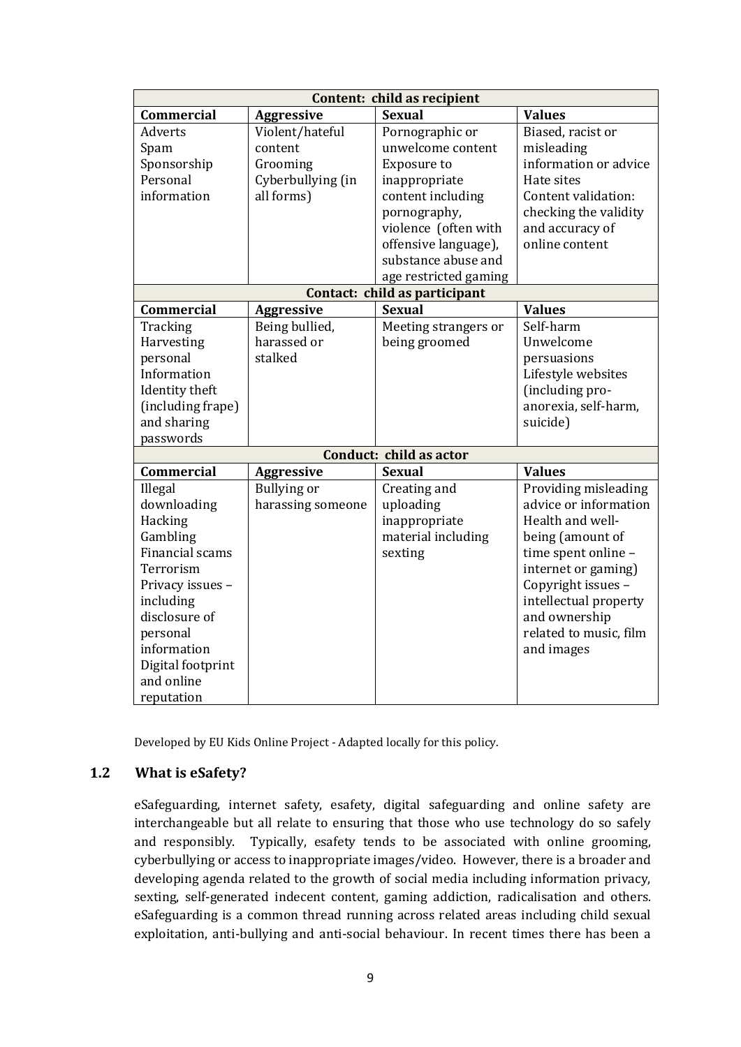| Content: child as recipient | | | |
|---|---|---|---|
| **Commercial** | **Aggressive** | **Sexual** | **Values** |
| Adverts<br>Spam<br>Sponsorship<br>Personal information | Violent/hateful content<br>Grooming<br>Cyberbullying (in all forms) | Pornographic or unwelcome content<br>Exposure to inappropriate content including pornography, violence (often with offensive language), substance abuse and age restricted gaming | Biased, racist or misleading information or advice<br>Hate sites<br>Content validation: checking the validity and accuracy of online content |
| **Contact: child as participant** | | | |
| **Commercial** | **Aggressive** | **Sexual** | **Values** |
| Tracking<br>Harvesting personal Information<br>Identity theft (including frape) and sharing passwords | Being bullied, harassed or stalked | Meeting strangers or being groomed | Self-harm<br>Unwelcome persuasions<br>Lifestyle websites (including pro-anorexia, self-harm, suicide) |
| **Conduct: child as actor** | | | |
| **Commercial** | **Aggressive** | **Sexual** | **Values** |
| Illegal downloading<br>Hacking<br>Gambling<br>Financial scams<br>Terrorism<br>Privacy issues – including disclosure of personal information<br>Digital footprint and online reputation | Bullying or harassing someone | Creating and uploading inappropriate material including sexting | Providing misleading advice or information<br>Health and well-being (amount of time spent online – internet or gaming)<br>Copyright issues – intellectual property and ownership related to music, film and images |

Developed by EU Kids Online Project - Adapted locally for this policy.

## 1.2 What is eSafety?

eSafeguarding, internet safety, esafety, digital safeguarding and online safety are interchangeable but all relate to ensuring that those who use technology do so safely and responsibly. Typically, esafety tends to be associated with online grooming, cyberbullying or access to inappropriate images/video. However, there is a broader and developing agenda related to the growth of social media including information privacy, sexting, self-generated indecent content, gaming addiction, radicalisation and others. eSafeguarding is a common thread running across related areas including child sexual exploitation, anti-bullying and anti-social behaviour. In recent times there has been a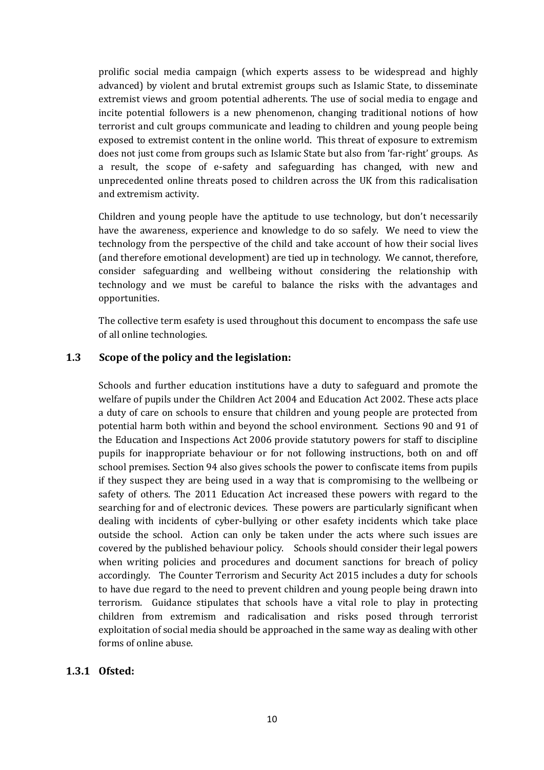prolific social media campaign (which experts assess to be widespread and highly advanced) by violent and brutal extremist groups such as Islamic State, to disseminate extremist views and groom potential adherents. The use of social media to engage and incite potential followers is a new phenomenon, changing traditional notions of how terrorist and cult groups communicate and leading to children and young people being exposed to extremist content in the online world. This threat of exposure to extremism does not just come from groups such as Islamic State but also from 'far-right' groups. As a result, the scope of e-safety and safeguarding has changed, with new and unprecedented online threats posed to children across the UK from this radicalisation and extremism activity.

Children and young people have the aptitude to use technology, but don't necessarily have the awareness, experience and knowledge to do so safely. We need to view the technology from the perspective of the child and take account of how their social lives (and therefore emotional development) are tied up in technology. We cannot, therefore, consider safeguarding and wellbeing without considering the relationship with technology and we must be careful to balance the risks with the advantages and opportunities.

The collective term esafety is used throughout this document to encompass the safe use of all online technologies.

## 1.3 Scope of the policy and the legislation:

Schools and further education institutions have a duty to safeguard and promote the welfare of pupils under the Children Act 2004 and Education Act 2002. These acts place a duty of care on schools to ensure that children and young people are protected from potential harm both within and beyond the school environment. Sections 90 and 91 of the Education and Inspections Act 2006 provide statutory powers for staff to discipline pupils for inappropriate behaviour or for not following instructions, both on and off school premises. Section 94 also gives schools the power to confiscate items from pupils if they suspect they are being used in a way that is compromising to the wellbeing or safety of others. The 2011 Education Act increased these powers with regard to the searching for and of electronic devices. These powers are particularly significant when dealing with incidents of cyber-bullying or other esafety incidents which take place outside the school. Action can only be taken under the acts where such issues are covered by the published behaviour policy. Schools should consider their legal powers when writing policies and procedures and document sanctions for breach of policy accordingly. The Counter Terrorism and Security Act 2015 includes a duty for schools to have due regard to the need to prevent children and young people being drawn into terrorism. Guidance stipulates that schools have a vital role to play in protecting children from extremism and radicalisation and risks posed through terrorist exploitation of social media should be approached in the same way as dealing with other forms of online abuse.

### 1.3.1 Ofsted: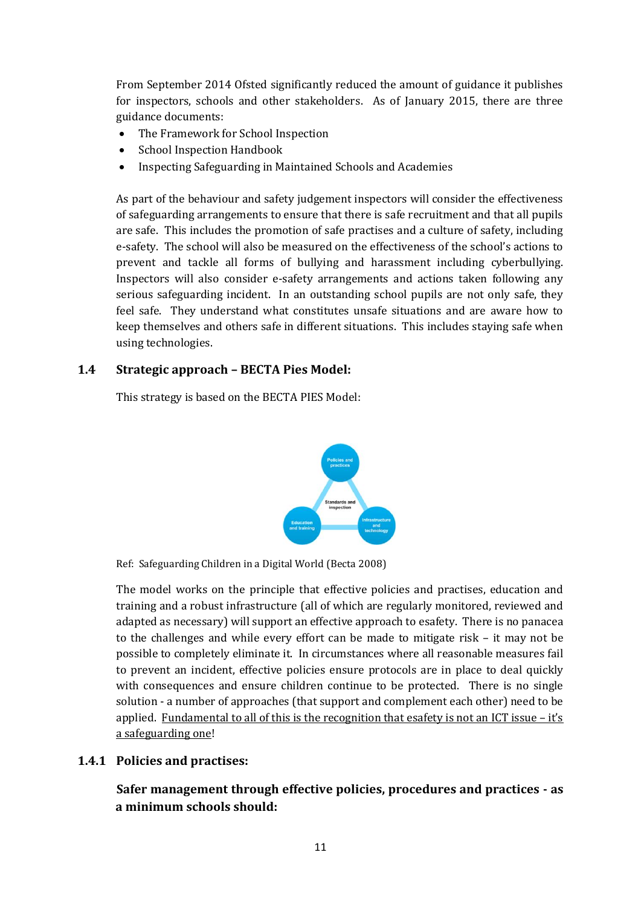From September 2014 Ofsted significantly reduced the amount of guidance it publishes for inspectors, schools and other stakeholders. As of January 2015, there are three guidance documents:

- The Framework for School Inspection
- School Inspection Handbook
- Inspecting Safeguarding in Maintained Schools and Academies

As part of the behaviour and safety judgement inspectors will consider the effectiveness of safeguarding arrangements to ensure that there is safe recruitment and that all pupils are safe. This includes the promotion of safe practises and a culture of safety, including e-safety. The school will also be measured on the effectiveness of the school's actions to prevent and tackle all forms of bullying and harassment including cyberbullying. Inspectors will also consider e-safety arrangements and actions taken following any serious safeguarding incident. In an outstanding school pupils are not only safe, they feel safe. They understand what constitutes unsafe situations and are aware how to keep themselves and others safe in different situations. This includes staying safe when using technologies.

## 1.4 Strategic approach – BECTA Pies Model:

This strategy is based on the BECTA PIES Model:

Policies and practices

Standards and inspection

Education and training

Infrastructure and technology

Ref: Safeguarding Children in a Digital World (Becta 2008)

The model works on the principle that effective policies and practises, education and training and a robust infrastructure (all of which are regularly monitored, reviewed and adapted as necessary) will support an effective approach to esafety. There is no panacea to the challenges and while every effort can be made to mitigate risk – it may not be possible to completely eliminate it. In circumstances where all reasonable measures fail to prevent an incident, effective policies ensure protocols are in place to deal quickly with consequences and ensure children continue to be protected. There is no single solution - a number of approaches (that support and complement each other) need to be applied. Fundamental to all of this is the recognition that esafety is not an ICT issue – it's a safeguarding one!

### 1.4.1 Policies and practises:

**Safer management through effective policies, procedures and practices - as a minimum schools should:**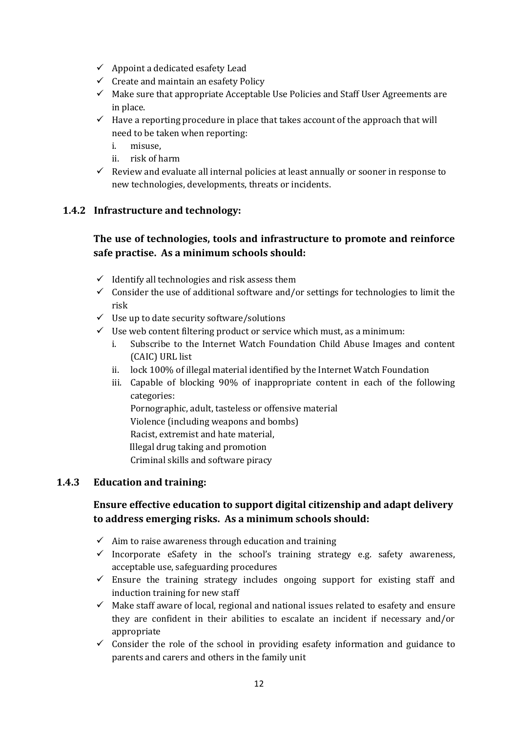- ✓ Appoint a dedicated esafety Lead
- ✓ Create and maintain an esafety Policy
- ✓ Make sure that appropriate Acceptable Use Policies and Staff User Agreements are in place.
- ✓ Have a reporting procedure in place that takes account of the approach that will need to be taken when reporting:
  - i. misuse,
  - ii. risk of harm
- ✓ Review and evaluate all internal policies at least annually or sooner in response to new technologies, developments, threats or incidents.

### 1.4.2 Infrastructure and technology:

**The use of technologies, tools and infrastructure to promote and reinforce safe practise. As a minimum schools should:**

- ✓ Identify all technologies and risk assess them
- ✓ Consider the use of additional software and/or settings for technologies to limit the risk
- ✓ Use up to date security software/solutions
- ✓ Use web content filtering product or service which must, as a minimum:
  - i. Subscribe to the Internet Watch Foundation Child Abuse Images and content (CAIC) URL list
  - ii. lock 100% of illegal material identified by the Internet Watch Foundation
  - iii. Capable of blocking 90% of inappropriate content in each of the following categories:
    Pornographic, adult, tasteless or offensive material
    Violence (including weapons and bombs)
    Racist, extremist and hate material,
    Illegal drug taking and promotion
    Criminal skills and software piracy

### 1.4.3 Education and training:

**Ensure effective education to support digital citizenship and adapt delivery to address emerging risks. As a minimum schools should:**

- ✓ Aim to raise awareness through education and training
- ✓ Incorporate eSafety in the school's training strategy e.g. safety awareness, acceptable use, safeguarding procedures
- ✓ Ensure the training strategy includes ongoing support for existing staff and induction training for new staff
- ✓ Make staff aware of local, regional and national issues related to esafety and ensure they are confident in their abilities to escalate an incident if necessary and/or appropriate
- ✓ Consider the role of the school in providing esafety information and guidance to parents and carers and others in the family unit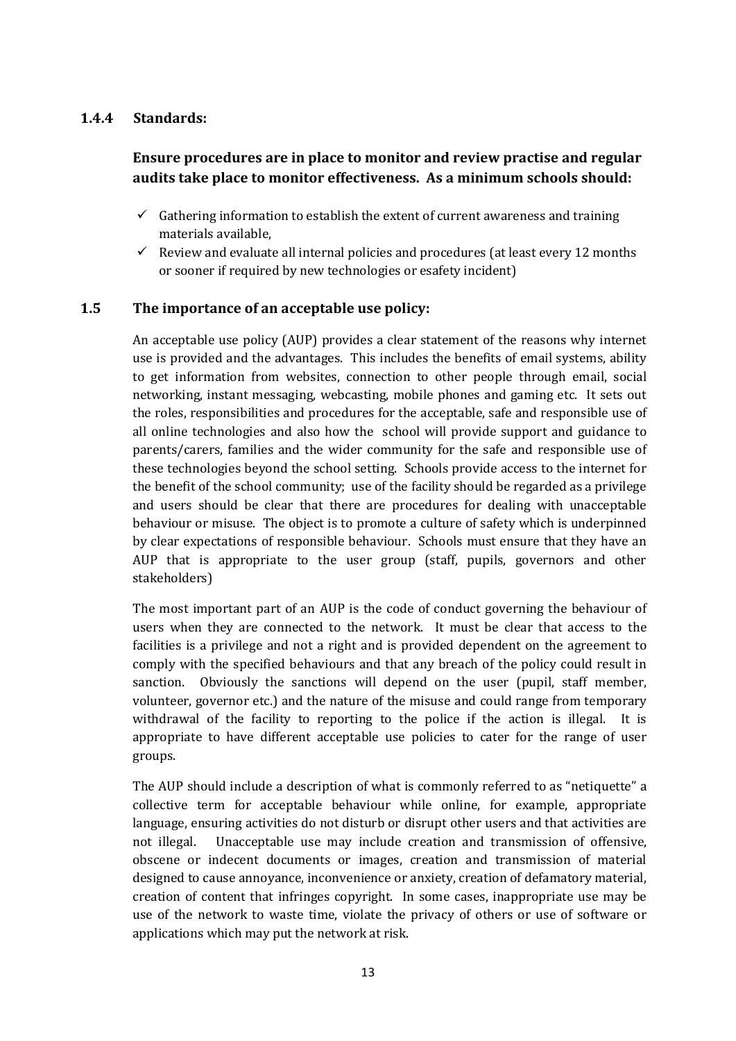### 1.4.4 Standards:

**Ensure procedures are in place to monitor and review practise and regular audits take place to monitor effectiveness. As a minimum schools should:**

- ✓ Gathering information to establish the extent of current awareness and training materials available,
- ✓ Review and evaluate all internal policies and procedures (at least every 12 months or sooner if required by new technologies or esafety incident)

### 1.5 The importance of an acceptable use policy:

An acceptable use policy (AUP) provides a clear statement of the reasons why internet use is provided and the advantages. This includes the benefits of email systems, ability to get information from websites, connection to other people through email, social networking, instant messaging, webcasting, mobile phones and gaming etc. It sets out the roles, responsibilities and procedures for the acceptable, safe and responsible use of all online technologies and also how the school will provide support and guidance to parents/carers, families and the wider community for the safe and responsible use of these technologies beyond the school setting. Schools provide access to the internet for the benefit of the school community; use of the facility should be regarded as a privilege and users should be clear that there are procedures for dealing with unacceptable behaviour or misuse. The object is to promote a culture of safety which is underpinned by clear expectations of responsible behaviour. Schools must ensure that they have an AUP that is appropriate to the user group (staff, pupils, governors and other stakeholders)

The most important part of an AUP is the code of conduct governing the behaviour of users when they are connected to the network. It must be clear that access to the facilities is a privilege and not a right and is provided dependent on the agreement to comply with the specified behaviours and that any breach of the policy could result in sanction. Obviously the sanctions will depend on the user (pupil, staff member, volunteer, governor etc.) and the nature of the misuse and could range from temporary withdrawal of the facility to reporting to the police if the action is illegal. It is appropriate to have different acceptable use policies to cater for the range of user groups.

The AUP should include a description of what is commonly referred to as "netiquette" a collective term for acceptable behaviour while online, for example, appropriate language, ensuring activities do not disturb or disrupt other users and that activities are not illegal. Unacceptable use may include creation and transmission of offensive, obscene or indecent documents or images, creation and transmission of material designed to cause annoyance, inconvenience or anxiety, creation of defamatory material, creation of content that infringes copyright. In some cases, inappropriate use may be use of the network to waste time, violate the privacy of others or use of software or applications which may put the network at risk.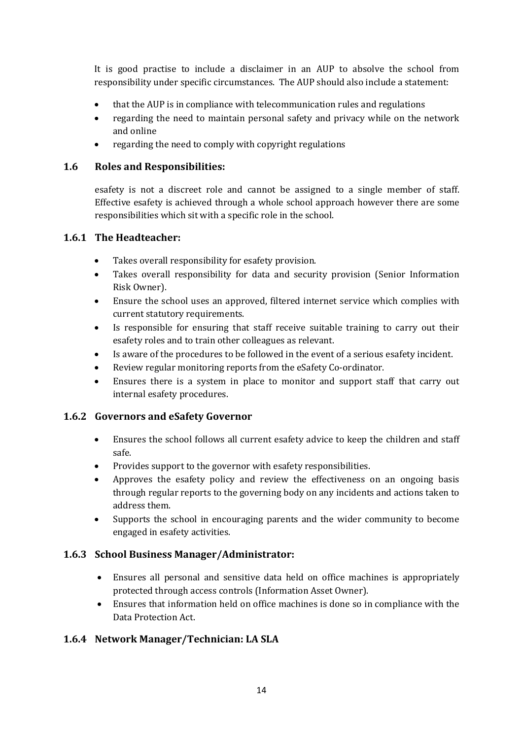It is good practise to include a disclaimer in an AUP to absolve the school from responsibility under specific circumstances. The AUP should also include a statement:

- that the AUP is in compliance with telecommunication rules and regulations
- regarding the need to maintain personal safety and privacy while on the network and online
- regarding the need to comply with copyright regulations

## 1.6 Roles and Responsibilities:

esafety is not a discreet role and cannot be assigned to a single member of staff. Effective esafety is achieved through a whole school approach however there are some responsibilities which sit with a specific role in the school.

### 1.6.1 The Headteacher:

- Takes overall responsibility for esafety provision.
- Takes overall responsibility for data and security provision (Senior Information Risk Owner).
- Ensure the school uses an approved, filtered internet service which complies with current statutory requirements.
- Is responsible for ensuring that staff receive suitable training to carry out their esafety roles and to train other colleagues as relevant.
- Is aware of the procedures to be followed in the event of a serious esafety incident.
- Review regular monitoring reports from the eSafety Co-ordinator.
- Ensures there is a system in place to monitor and support staff that carry out internal esafety procedures.

### 1.6.2 Governors and eSafety Governor

- Ensures the school follows all current esafety advice to keep the children and staff safe.
- Provides support to the governor with esafety responsibilities.
- Approves the esafety policy and review the effectiveness on an ongoing basis through regular reports to the governing body on any incidents and actions taken to address them.
- Supports the school in encouraging parents and the wider community to become engaged in esafety activities.

### 1.6.3 School Business Manager/Administrator:

- Ensures all personal and sensitive data held on office machines is appropriately protected through access controls (Information Asset Owner).
- Ensures that information held on office machines is done so in compliance with the Data Protection Act.

### 1.6.4 Network Manager/Technician: LA SLA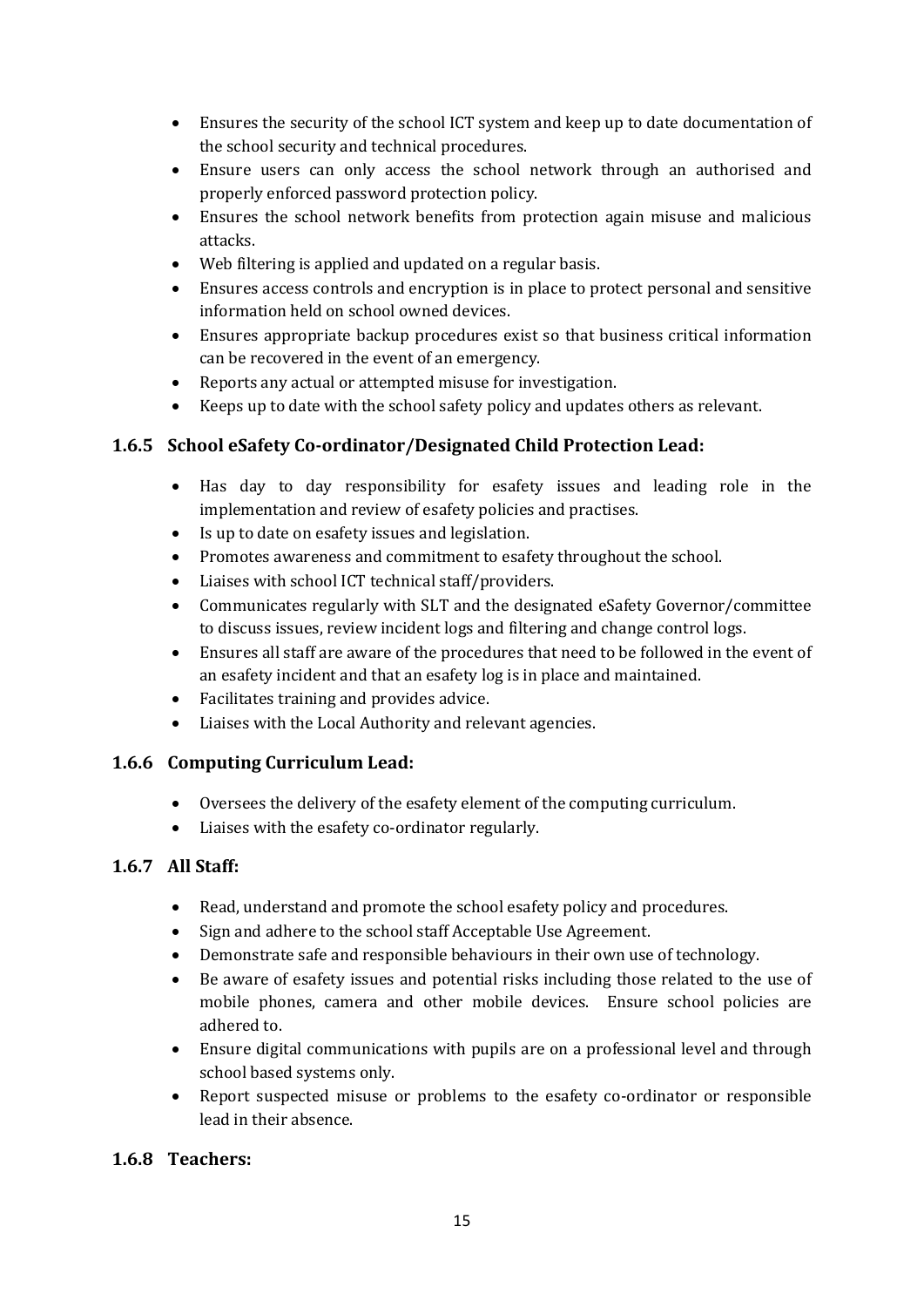- Ensures the security of the school ICT system and keep up to date documentation of the school security and technical procedures.
- Ensure users can only access the school network through an authorised and properly enforced password protection policy.
- Ensures the school network benefits from protection again misuse and malicious attacks.
- Web filtering is applied and updated on a regular basis.
- Ensures access controls and encryption is in place to protect personal and sensitive information held on school owned devices.
- Ensures appropriate backup procedures exist so that business critical information can be recovered in the event of an emergency.
- Reports any actual or attempted misuse for investigation.
- Keeps up to date with the school safety policy and updates others as relevant.

### 1.6.5 School eSafety Co-ordinator/Designated Child Protection Lead:

- Has day to day responsibility for esafety issues and leading role in the implementation and review of esafety policies and practises.
- Is up to date on esafety issues and legislation.
- Promotes awareness and commitment to esafety throughout the school.
- Liaises with school ICT technical staff/providers.
- Communicates regularly with SLT and the designated eSafety Governor/committee to discuss issues, review incident logs and filtering and change control logs.
- Ensures all staff are aware of the procedures that need to be followed in the event of an esafety incident and that an esafety log is in place and maintained.
- Facilitates training and provides advice.
- Liaises with the Local Authority and relevant agencies.

### 1.6.6 Computing Curriculum Lead:

- Oversees the delivery of the esafety element of the computing curriculum.
- Liaises with the esafety co-ordinator regularly.

### 1.6.7 All Staff:

- Read, understand and promote the school esafety policy and procedures.
- Sign and adhere to the school staff Acceptable Use Agreement.
- Demonstrate safe and responsible behaviours in their own use of technology.
- Be aware of esafety issues and potential risks including those related to the use of mobile phones, camera and other mobile devices. Ensure school policies are adhered to.
- Ensure digital communications with pupils are on a professional level and through school based systems only.
- Report suspected misuse or problems to the esafety co-ordinator or responsible lead in their absence.

### 1.6.8 Teachers: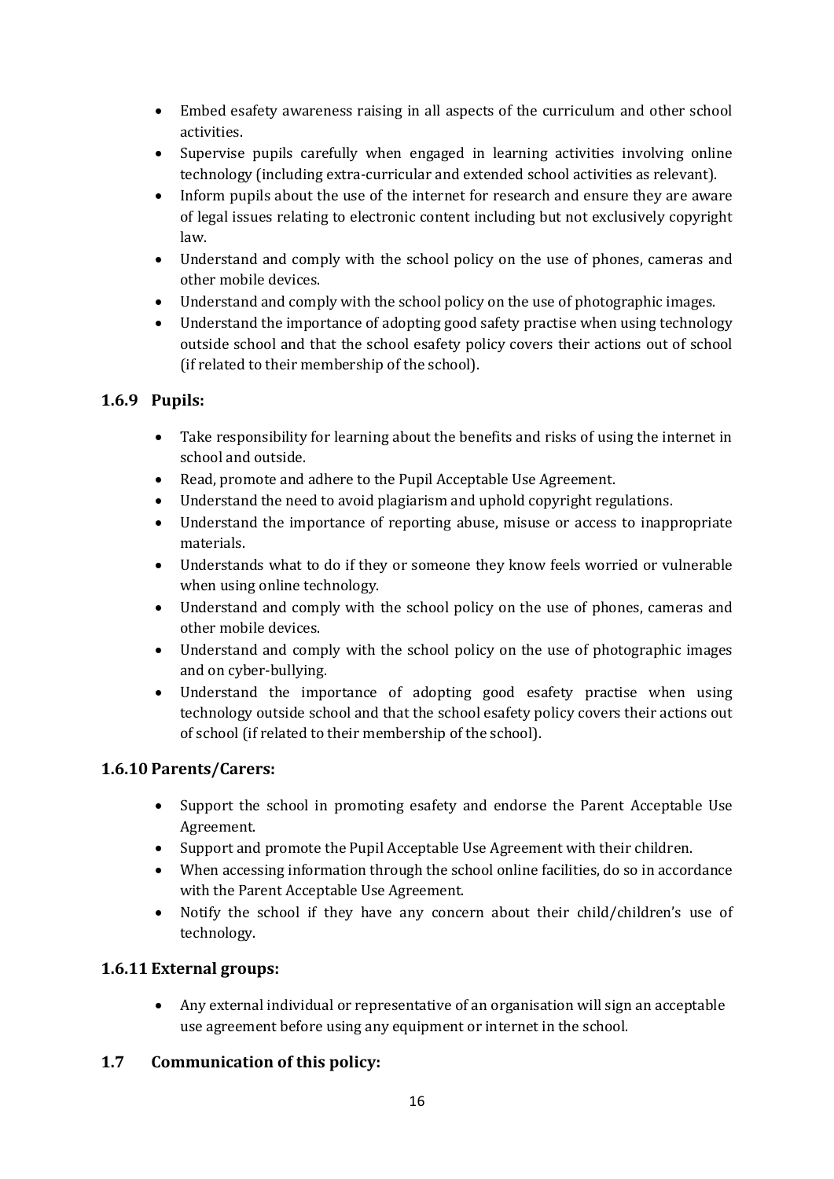- Embed esafety awareness raising in all aspects of the curriculum and other school activities.
- Supervise pupils carefully when engaged in learning activities involving online technology (including extra-curricular and extended school activities as relevant).
- Inform pupils about the use of the internet for research and ensure they are aware of legal issues relating to electronic content including but not exclusively copyright law.
- Understand and comply with the school policy on the use of phones, cameras and other mobile devices.
- Understand and comply with the school policy on the use of photographic images.
- Understand the importance of adopting good safety practise when using technology outside school and that the school esafety policy covers their actions out of school (if related to their membership of the school).

### 1.6.9 Pupils:

- Take responsibility for learning about the benefits and risks of using the internet in school and outside.
- Read, promote and adhere to the Pupil Acceptable Use Agreement.
- Understand the need to avoid plagiarism and uphold copyright regulations.
- Understand the importance of reporting abuse, misuse or access to inappropriate materials.
- Understands what to do if they or someone they know feels worried or vulnerable when using online technology.
- Understand and comply with the school policy on the use of phones, cameras and other mobile devices.
- Understand and comply with the school policy on the use of photographic images and on cyber-bullying.
- Understand the importance of adopting good esafety practise when using technology outside school and that the school esafety policy covers their actions out of school (if related to their membership of the school).

### 1.6.10 Parents/Carers:

- Support the school in promoting esafety and endorse the Parent Acceptable Use Agreement.
- Support and promote the Pupil Acceptable Use Agreement with their children.
- When accessing information through the school online facilities, do so in accordance with the Parent Acceptable Use Agreement.
- Notify the school if they have any concern about their child/children's use of technology.

### 1.6.11 External groups:

- Any external individual or representative of an organisation will sign an acceptable use agreement before using any equipment or internet in the school.

## 1.7 Communication of this policy: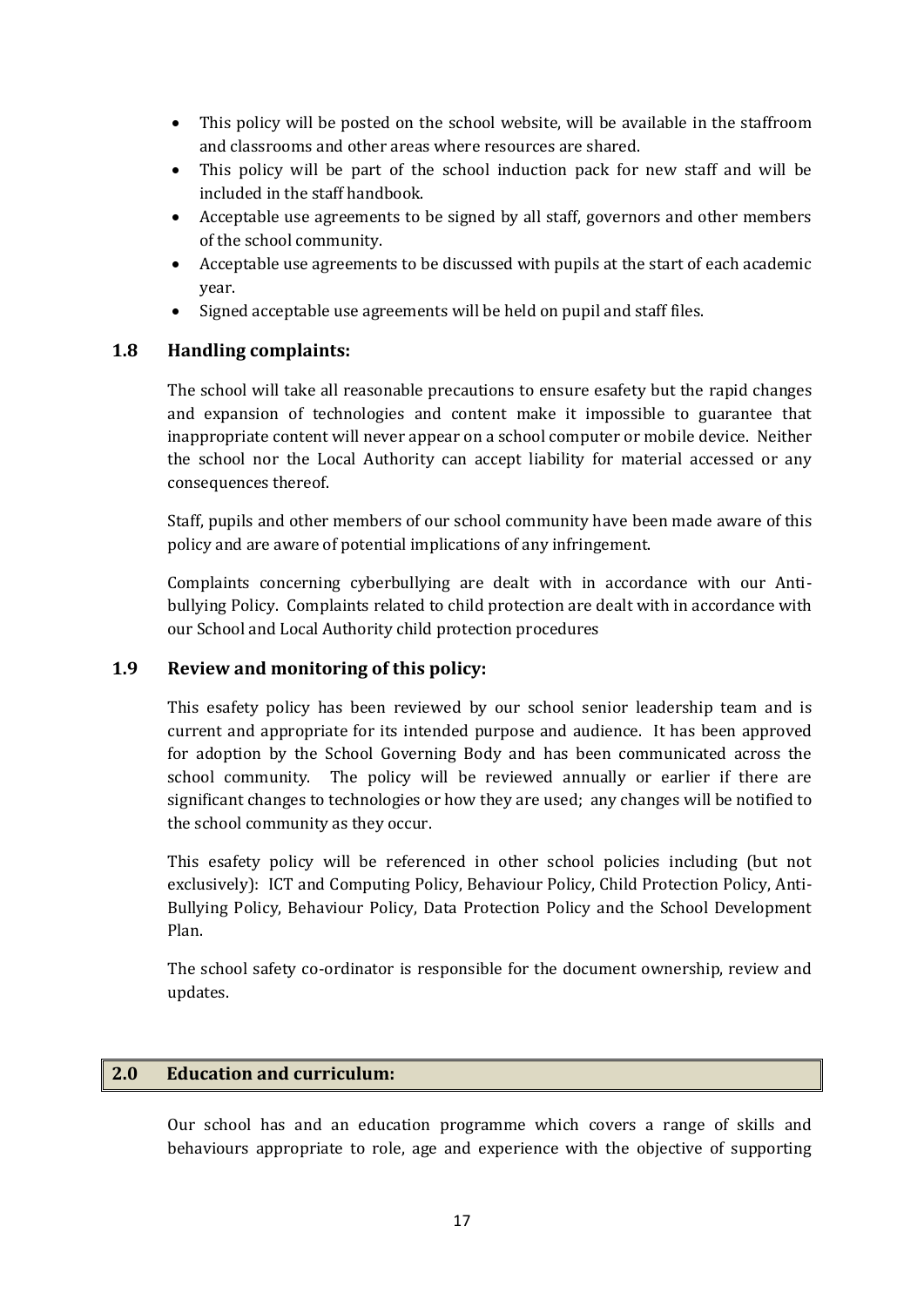- This policy will be posted on the school website, will be available in the staffroom and classrooms and other areas where resources are shared.
- This policy will be part of the school induction pack for new staff and will be included in the staff handbook.
- Acceptable use agreements to be signed by all staff, governors and other members of the school community.
- Acceptable use agreements to be discussed with pupils at the start of each academic year.
- Signed acceptable use agreements will be held on pupil and staff files.

### 1.8 Handling complaints:

The school will take all reasonable precautions to ensure esafety but the rapid changes and expansion of technologies and content make it impossible to guarantee that inappropriate content will never appear on a school computer or mobile device. Neither the school nor the Local Authority can accept liability for material accessed or any consequences thereof.

Staff, pupils and other members of our school community have been made aware of this policy and are aware of potential implications of any infringement.

Complaints concerning cyberbullying are dealt with in accordance with our Anti-bullying Policy. Complaints related to child protection are dealt with in accordance with our School and Local Authority child protection procedures

### 1.9 Review and monitoring of this policy:

This esafety policy has been reviewed by our school senior leadership team and is current and appropriate for its intended purpose and audience. It has been approved for adoption by the School Governing Body and has been communicated across the school community. The policy will be reviewed annually or earlier if there are significant changes to technologies or how they are used; any changes will be notified to the school community as they occur.

This esafety policy will be referenced in other school policies including (but not exclusively): ICT and Computing Policy, Behaviour Policy, Child Protection Policy, Anti-Bullying Policy, Behaviour Policy, Data Protection Policy and the School Development Plan.

The school safety co-ordinator is responsible for the document ownership, review and updates.

## 2.0 Education and curriculum:

Our school has and an education programme which covers a range of skills and behaviours appropriate to role, age and experience with the objective of supporting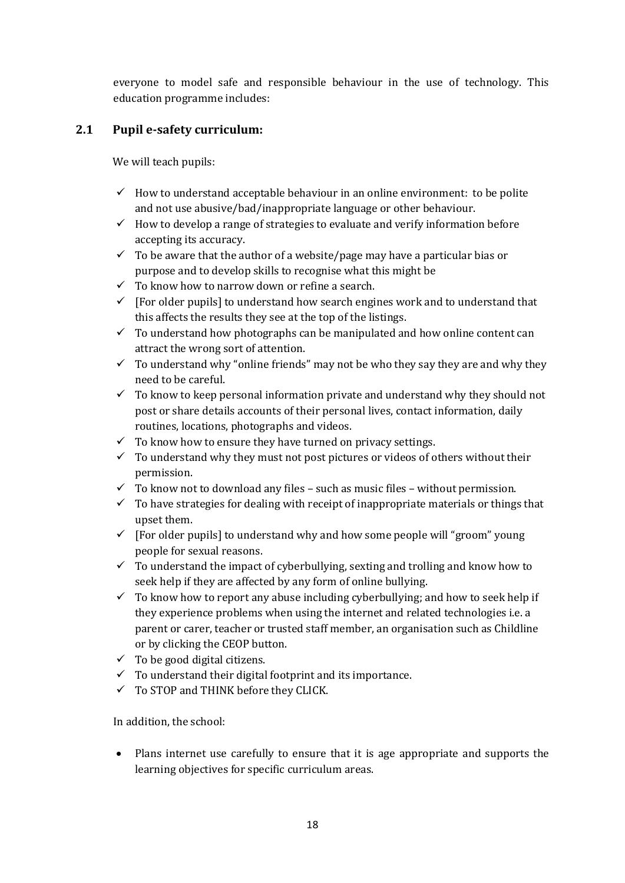everyone to model safe and responsible behaviour in the use of technology. This education programme includes:

## 2.1 Pupil e-safety curriculum:

We will teach pupils:

- ✓ How to understand acceptable behaviour in an online environment: to be polite and not use abusive/bad/inappropriate language or other behaviour.
- ✓ How to develop a range of strategies to evaluate and verify information before accepting its accuracy.
- ✓ To be aware that the author of a website/page may have a particular bias or purpose and to develop skills to recognise what this might be
- ✓ To know how to narrow down or refine a search.
- ✓ [For older pupils] to understand how search engines work and to understand that this affects the results they see at the top of the listings.
- ✓ To understand how photographs can be manipulated and how online content can attract the wrong sort of attention.
- ✓ To understand why "online friends" may not be who they say they are and why they need to be careful.
- ✓ To know to keep personal information private and understand why they should not post or share details accounts of their personal lives, contact information, daily routines, locations, photographs and videos.
- ✓ To know how to ensure they have turned on privacy settings.
- ✓ To understand why they must not post pictures or videos of others without their permission.
- ✓ To know not to download any files – such as music files – without permission.
- ✓ To have strategies for dealing with receipt of inappropriate materials or things that upset them.
- ✓ [For older pupils] to understand why and how some people will "groom" young people for sexual reasons.
- ✓ To understand the impact of cyberbullying, sexting and trolling and know how to seek help if they are affected by any form of online bullying.
- ✓ To know how to report any abuse including cyberbullying; and how to seek help if they experience problems when using the internet and related technologies i.e. a parent or carer, teacher or trusted staff member, an organisation such as Childline or by clicking the CEOP button.
- ✓ To be good digital citizens.
- ✓ To understand their digital footprint and its importance.
- ✓ To STOP and THINK before they CLICK.

In addition, the school:

- Plans internet use carefully to ensure that it is age appropriate and supports the learning objectives for specific curriculum areas.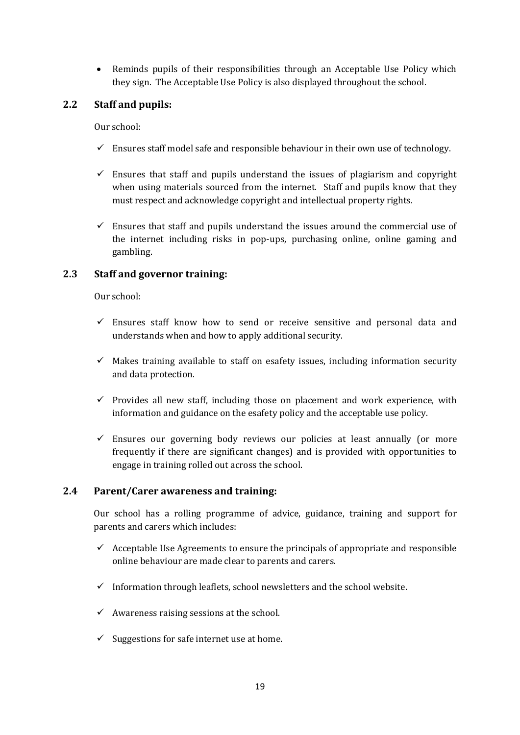- Reminds pupils of their responsibilities through an Acceptable Use Policy which they sign. The Acceptable Use Policy is also displayed throughout the school.

### 2.2 Staff and pupils:

Our school:

- ✓ Ensures staff model safe and responsible behaviour in their own use of technology.
- ✓ Ensures that staff and pupils understand the issues of plagiarism and copyright when using materials sourced from the internet. Staff and pupils know that they must respect and acknowledge copyright and intellectual property rights.
- ✓ Ensures that staff and pupils understand the issues around the commercial use of the internet including risks in pop-ups, purchasing online, online gaming and gambling.

### 2.3 Staff and governor training:

Our school:

- ✓ Ensures staff know how to send or receive sensitive and personal data and understands when and how to apply additional security.
- ✓ Makes training available to staff on esafety issues, including information security and data protection.
- ✓ Provides all new staff, including those on placement and work experience, with information and guidance on the esafety policy and the acceptable use policy.
- ✓ Ensures our governing body reviews our policies at least annually (or more frequently if there are significant changes) and is provided with opportunities to engage in training rolled out across the school.

### 2.4 Parent/Carer awareness and training:

Our school has a rolling programme of advice, guidance, training and support for parents and carers which includes:

- ✓ Acceptable Use Agreements to ensure the principals of appropriate and responsible online behaviour are made clear to parents and carers.
- ✓ Information through leaflets, school newsletters and the school website.
- ✓ Awareness raising sessions at the school.
- ✓ Suggestions for safe internet use at home.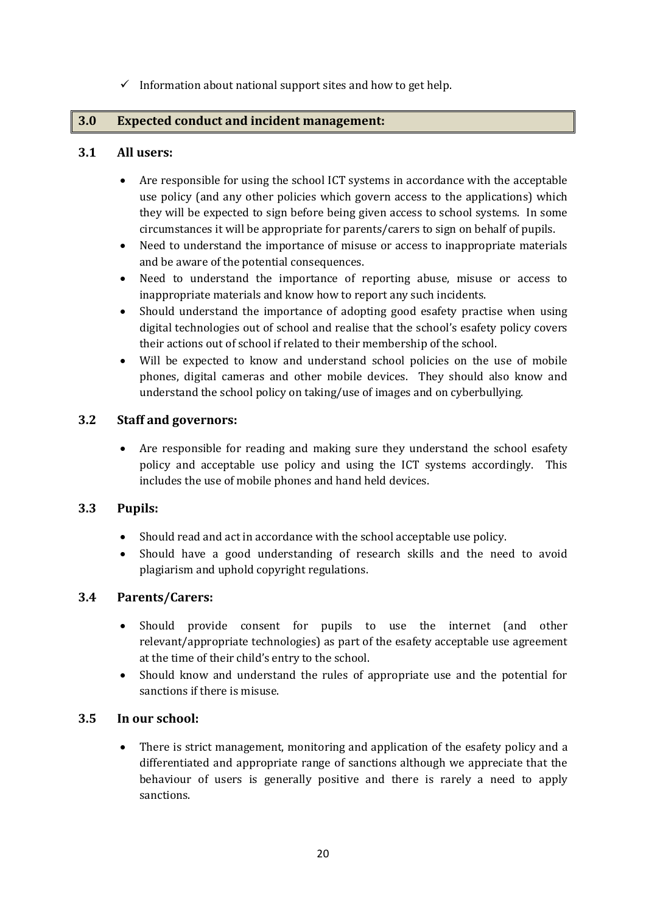- ✓ Information about national support sites and how to get help.

## 3.0 Expected conduct and incident management:

### 3.1 All users:

- Are responsible for using the school ICT systems in accordance with the acceptable use policy (and any other policies which govern access to the applications) which they will be expected to sign before being given access to school systems. In some circumstances it will be appropriate for parents/carers to sign on behalf of pupils.
- Need to understand the importance of misuse or access to inappropriate materials and be aware of the potential consequences.
- Need to understand the importance of reporting abuse, misuse or access to inappropriate materials and know how to report any such incidents.
- Should understand the importance of adopting good esafety practise when using digital technologies out of school and realise that the school's esafety policy covers their actions out of school if related to their membership of the school.
- Will be expected to know and understand school policies on the use of mobile phones, digital cameras and other mobile devices. They should also know and understand the school policy on taking/use of images and on cyberbullying.

### 3.2 Staff and governors:

- Are responsible for reading and making sure they understand the school esafety policy and acceptable use policy and using the ICT systems accordingly. This includes the use of mobile phones and hand held devices.

### 3.3 Pupils:

- Should read and act in accordance with the school acceptable use policy.
- Should have a good understanding of research skills and the need to avoid plagiarism and uphold copyright regulations.

### 3.4 Parents/Carers:

- Should provide consent for pupils to use the internet (and other relevant/appropriate technologies) as part of the esafety acceptable use agreement at the time of their child's entry to the school.
- Should know and understand the rules of appropriate use and the potential for sanctions if there is misuse.

### 3.5 In our school:

- There is strict management, monitoring and application of the esafety policy and a differentiated and appropriate range of sanctions although we appreciate that the behaviour of users is generally positive and there is rarely a need to apply sanctions.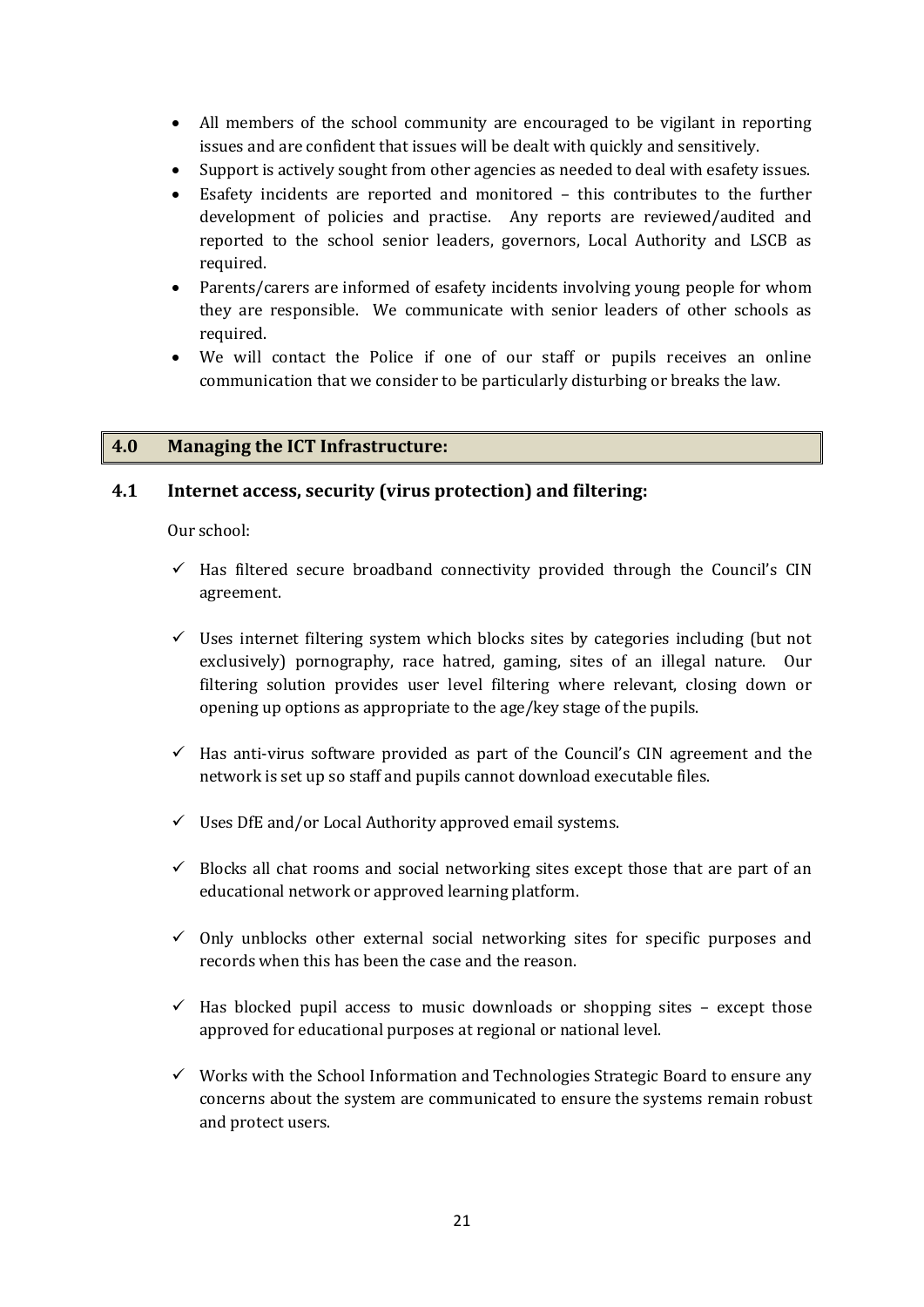- All members of the school community are encouraged to be vigilant in reporting issues and are confident that issues will be dealt with quickly and sensitively.
- Support is actively sought from other agencies as needed to deal with esafety issues.
- Esafety incidents are reported and monitored – this contributes to the further development of policies and practise. Any reports are reviewed/audited and reported to the school senior leaders, governors, Local Authority and LSCB as required.
- Parents/carers are informed of esafety incidents involving young people for whom they are responsible. We communicate with senior leaders of other schools as required.
- We will contact the Police if one of our staff or pupils receives an online communication that we consider to be particularly disturbing or breaks the law.

## 4.0 Managing the ICT Infrastructure:

### 4.1 Internet access, security (virus protection) and filtering:

Our school:

- ✓ Has filtered secure broadband connectivity provided through the Council's CIN agreement.
- ✓ Uses internet filtering system which blocks sites by categories including (but not exclusively) pornography, race hatred, gaming, sites of an illegal nature. Our filtering solution provides user level filtering where relevant, closing down or opening up options as appropriate to the age/key stage of the pupils.
- ✓ Has anti-virus software provided as part of the Council's CIN agreement and the network is set up so staff and pupils cannot download executable files.
- ✓ Uses DfE and/or Local Authority approved email systems.
- ✓ Blocks all chat rooms and social networking sites except those that are part of an educational network or approved learning platform.
- ✓ Only unblocks other external social networking sites for specific purposes and records when this has been the case and the reason.
- ✓ Has blocked pupil access to music downloads or shopping sites – except those approved for educational purposes at regional or national level.
- ✓ Works with the School Information and Technologies Strategic Board to ensure any concerns about the system are communicated to ensure the systems remain robust and protect users.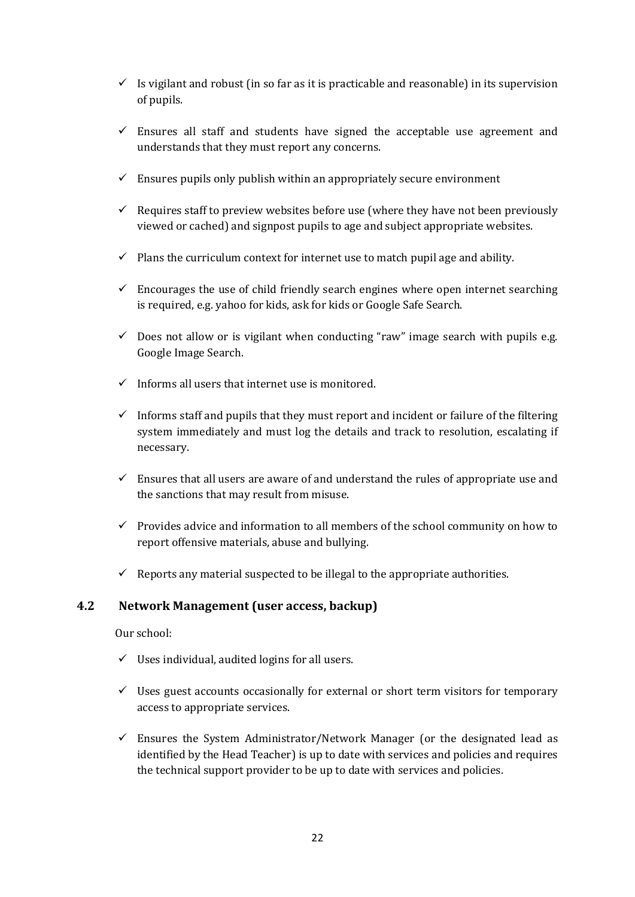- ✓ Is vigilant and robust (in so far as it is practicable and reasonable) in its supervision of pupils.
- ✓ Ensures all staff and students have signed the acceptable use agreement and understands that they must report any concerns.
- ✓ Ensures pupils only publish within an appropriately secure environment
- ✓ Requires staff to preview websites before use (where they have not been previously viewed or cached) and signpost pupils to age and subject appropriate websites.
- ✓ Plans the curriculum context for internet use to match pupil age and ability.
- ✓ Encourages the use of child friendly search engines where open internet searching is required, e.g. yahoo for kids, ask for kids or Google Safe Search.
- ✓ Does not allow or is vigilant when conducting "raw" image search with pupils e.g. Google Image Search.
- ✓ Informs all users that internet use is monitored.
- ✓ Informs staff and pupils that they must report and incident or failure of the filtering system immediately and must log the details and track to resolution, escalating if necessary.
- ✓ Ensures that all users are aware of and understand the rules of appropriate use and the sanctions that may result from misuse.
- ✓ Provides advice and information to all members of the school community on how to report offensive materials, abuse and bullying.
- ✓ Reports any material suspected to be illegal to the appropriate authorities.

### 4.2 Network Management (user access, backup)

Our school:

- ✓ Uses individual, audited logins for all users.
- ✓ Uses guest accounts occasionally for external or short term visitors for temporary access to appropriate services.
- ✓ Ensures the System Administrator/Network Manager (or the designated lead as identified by the Head Teacher) is up to date with services and policies and requires the technical support provider to be up to date with services and policies.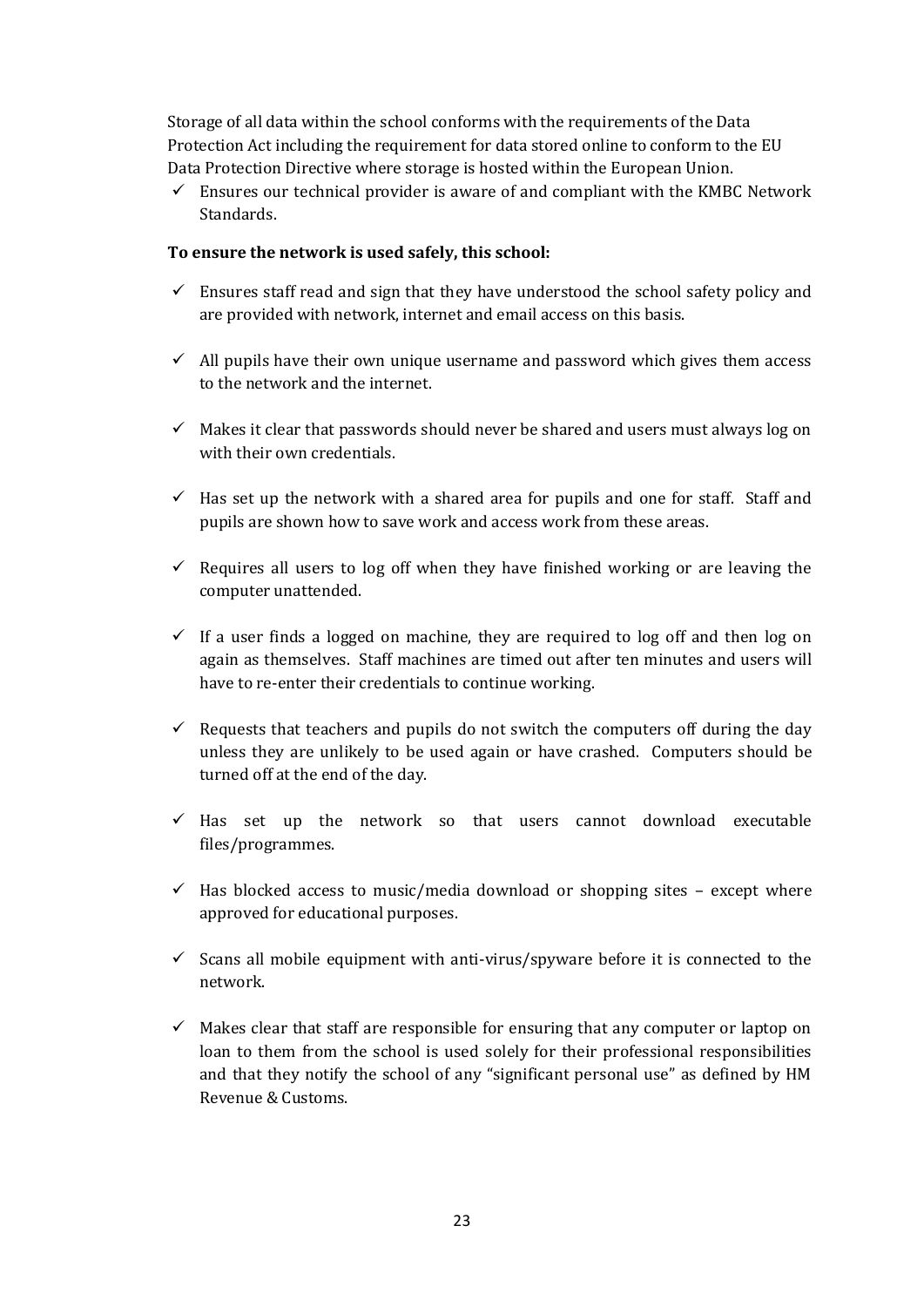Storage of all data within the school conforms with the requirements of the Data Protection Act including the requirement for data stored online to conform to the EU Data Protection Directive where storage is hosted within the European Union.

- ✓ Ensures our technical provider is aware of and compliant with the KMBC Network Standards.

**To ensure the network is used safely, this school:**

- ✓ Ensures staff read and sign that they have understood the school safety policy and are provided with network, internet and email access on this basis.
- ✓ All pupils have their own unique username and password which gives them access to the network and the internet.
- ✓ Makes it clear that passwords should never be shared and users must always log on with their own credentials.
- ✓ Has set up the network with a shared area for pupils and one for staff. Staff and pupils are shown how to save work and access work from these areas.
- ✓ Requires all users to log off when they have finished working or are leaving the computer unattended.
- ✓ If a user finds a logged on machine, they are required to log off and then log on again as themselves. Staff machines are timed out after ten minutes and users will have to re-enter their credentials to continue working.
- ✓ Requests that teachers and pupils do not switch the computers off during the day unless they are unlikely to be used again or have crashed. Computers should be turned off at the end of the day.
- ✓ Has set up the network so that users cannot download executable files/programmes.
- ✓ Has blocked access to music/media download or shopping sites – except where approved for educational purposes.
- ✓ Scans all mobile equipment with anti-virus/spyware before it is connected to the network.
- ✓ Makes clear that staff are responsible for ensuring that any computer or laptop on loan to them from the school is used solely for their professional responsibilities and that they notify the school of any "significant personal use" as defined by HM Revenue & Customs.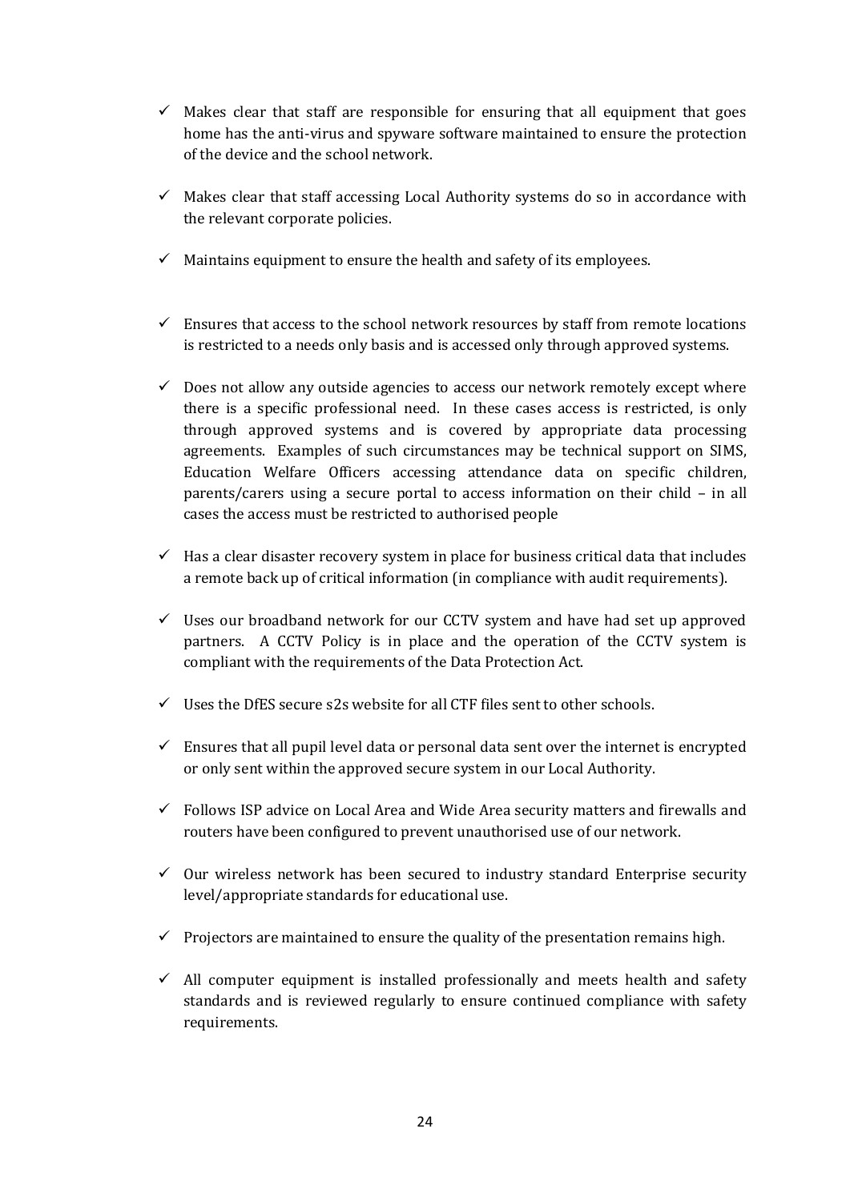- ✓ Makes clear that staff are responsible for ensuring that all equipment that goes home has the anti-virus and spyware software maintained to ensure the protection of the device and the school network.
- ✓ Makes clear that staff accessing Local Authority systems do so in accordance with the relevant corporate policies.
- ✓ Maintains equipment to ensure the health and safety of its employees.
- ✓ Ensures that access to the school network resources by staff from remote locations is restricted to a needs only basis and is accessed only through approved systems.
- ✓ Does not allow any outside agencies to access our network remotely except where there is a specific professional need. In these cases access is restricted, is only through approved systems and is covered by appropriate data processing agreements. Examples of such circumstances may be technical support on SIMS, Education Welfare Officers accessing attendance data on specific children, parents/carers using a secure portal to access information on their child – in all cases the access must be restricted to authorised people
- ✓ Has a clear disaster recovery system in place for business critical data that includes a remote back up of critical information (in compliance with audit requirements).
- ✓ Uses our broadband network for our CCTV system and have had set up approved partners. A CCTV Policy is in place and the operation of the CCTV system is compliant with the requirements of the Data Protection Act.
- ✓ Uses the DfES secure s2s website for all CTF files sent to other schools.
- ✓ Ensures that all pupil level data or personal data sent over the internet is encrypted or only sent within the approved secure system in our Local Authority.
- ✓ Follows ISP advice on Local Area and Wide Area security matters and firewalls and routers have been configured to prevent unauthorised use of our network.
- ✓ Our wireless network has been secured to industry standard Enterprise security level/appropriate standards for educational use.
- ✓ Projectors are maintained to ensure the quality of the presentation remains high.
- ✓ All computer equipment is installed professionally and meets health and safety standards and is reviewed regularly to ensure continued compliance with safety requirements.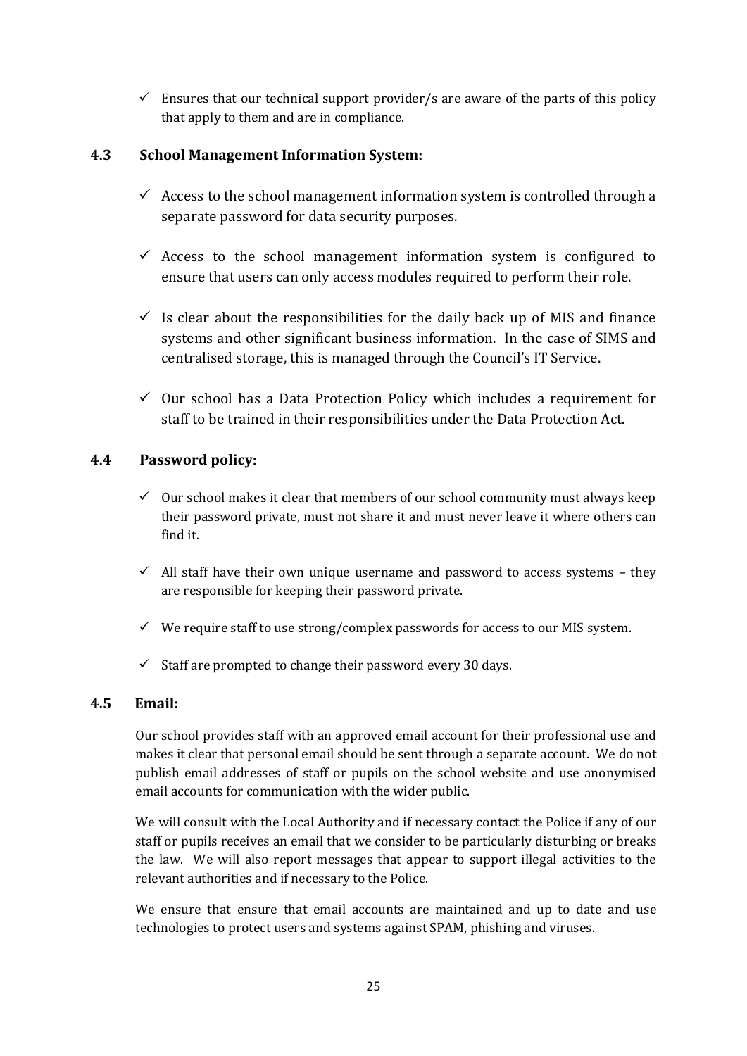- ✓ Ensures that our technical support provider/s are aware of the parts of this policy that apply to them and are in compliance.

### 4.3 School Management Information System:

- ✓ Access to the school management information system is controlled through a separate password for data security purposes.
- ✓ Access to the school management information system is configured to ensure that users can only access modules required to perform their role.
- ✓ Is clear about the responsibilities for the daily back up of MIS and finance systems and other significant business information. In the case of SIMS and centralised storage, this is managed through the Council's IT Service.
- ✓ Our school has a Data Protection Policy which includes a requirement for staff to be trained in their responsibilities under the Data Protection Act.

### 4.4 Password policy:

- ✓ Our school makes it clear that members of our school community must always keep their password private, must not share it and must never leave it where others can find it.
- ✓ All staff have their own unique username and password to access systems – they are responsible for keeping their password private.
- ✓ We require staff to use strong/complex passwords for access to our MIS system.
- ✓ Staff are prompted to change their password every 30 days.

### 4.5 Email:

Our school provides staff with an approved email account for their professional use and makes it clear that personal email should be sent through a separate account. We do not publish email addresses of staff or pupils on the school website and use anonymised email accounts for communication with the wider public.

We will consult with the Local Authority and if necessary contact the Police if any of our staff or pupils receives an email that we consider to be particularly disturbing or breaks the law. We will also report messages that appear to support illegal activities to the relevant authorities and if necessary to the Police.

We ensure that ensure that email accounts are maintained and up to date and use technologies to protect users and systems against SPAM, phishing and viruses.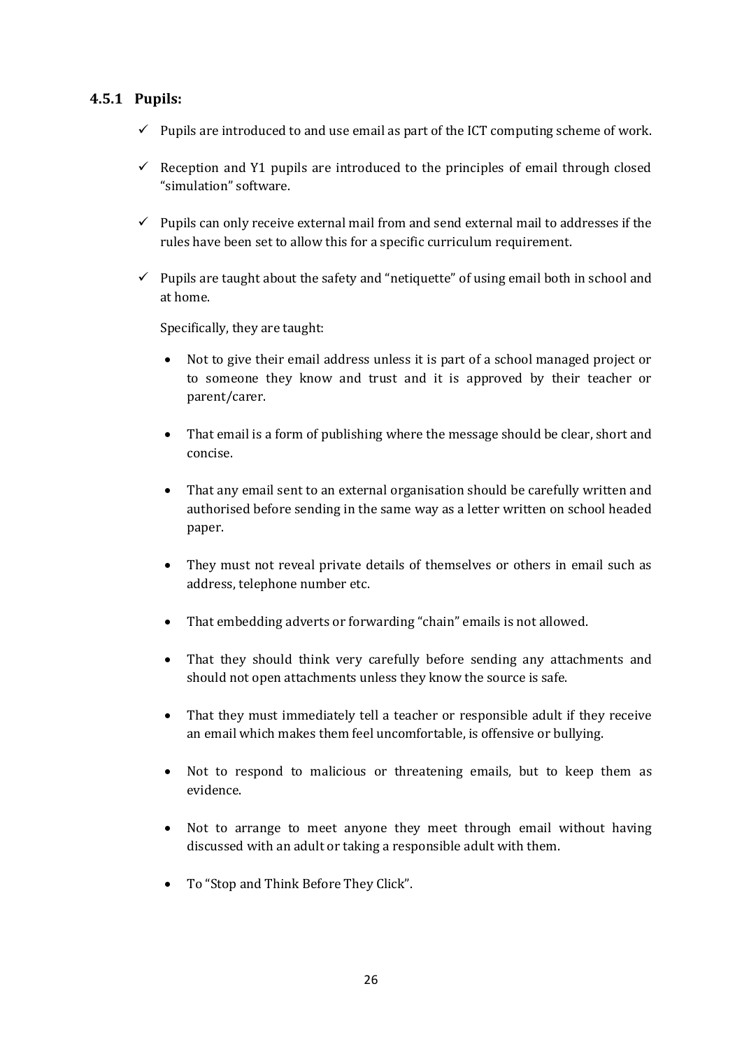### 4.5.1 Pupils:

- ✓ Pupils are introduced to and use email as part of the ICT computing scheme of work.
- ✓ Reception and Y1 pupils are introduced to the principles of email through closed "simulation" software.
- ✓ Pupils can only receive external mail from and send external mail to addresses if the rules have been set to allow this for a specific curriculum requirement.
- ✓ Pupils are taught about the safety and "netiquette" of using email both in school and at home.

  Specifically, they are taught:

  - Not to give their email address unless it is part of a school managed project or to someone they know and trust and it is approved by their teacher or parent/carer.
  - That email is a form of publishing where the message should be clear, short and concise.
  - That any email sent to an external organisation should be carefully written and authorised before sending in the same way as a letter written on school headed paper.
  - They must not reveal private details of themselves or others in email such as address, telephone number etc.
  - That embedding adverts or forwarding "chain" emails is not allowed.
  - That they should think very carefully before sending any attachments and should not open attachments unless they know the source is safe.
  - That they must immediately tell a teacher or responsible adult if they receive an email which makes them feel uncomfortable, is offensive or bullying.
  - Not to respond to malicious or threatening emails, but to keep them as evidence.
  - Not to arrange to meet anyone they meet through email without having discussed with an adult or taking a responsible adult with them.
  - To "Stop and Think Before They Click".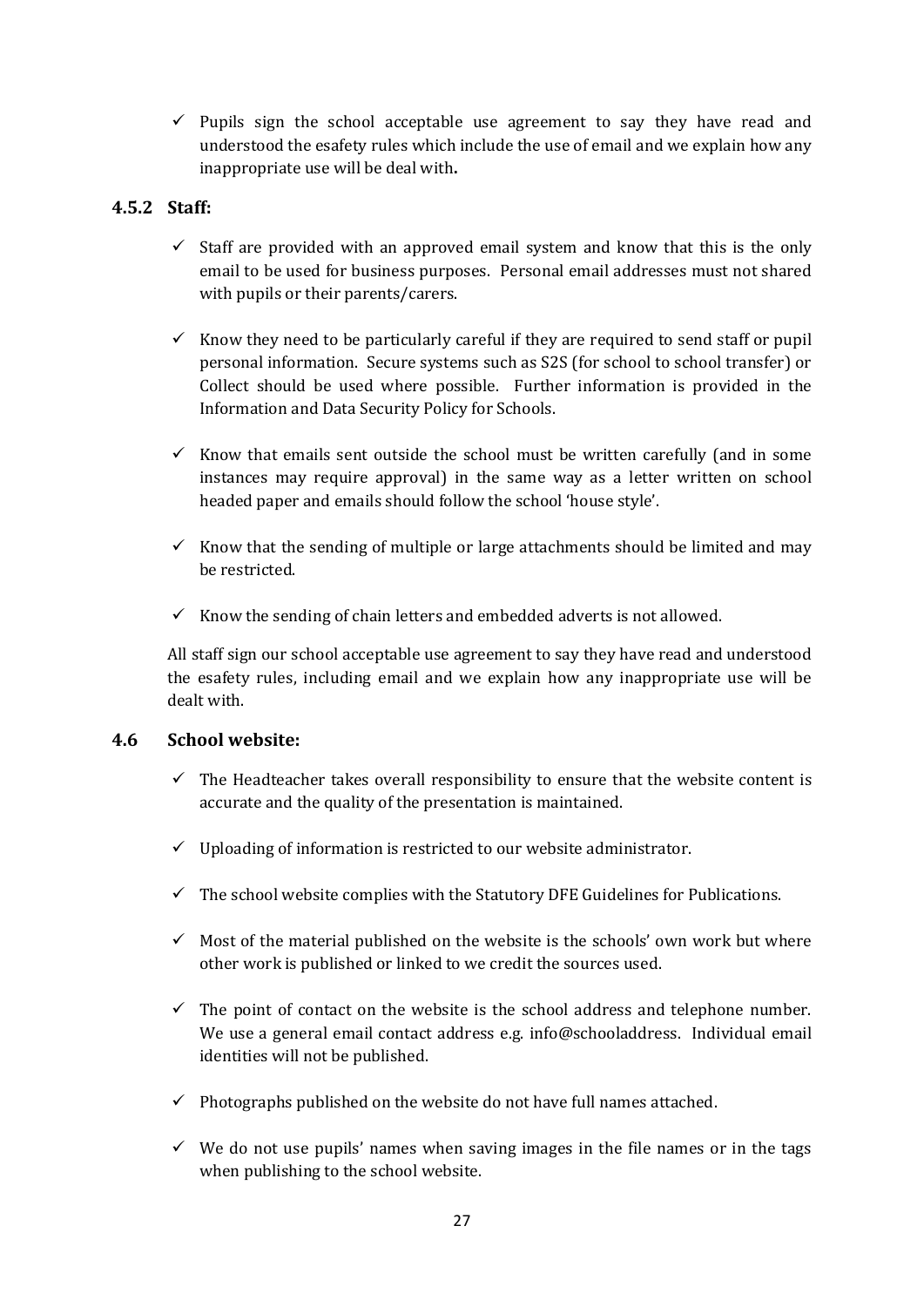- ✓ Pupils sign the school acceptable use agreement to say they have read and understood the esafety rules which include the use of email and we explain how any inappropriate use will be deal with**.**

### 4.5.2 Staff:

- ✓ Staff are provided with an approved email system and know that this is the only email to be used for business purposes. Personal email addresses must not shared with pupils or their parents/carers.

- ✓ Know they need to be particularly careful if they are required to send staff or pupil personal information. Secure systems such as S2S (for school to school transfer) or Collect should be used where possible. Further information is provided in the Information and Data Security Policy for Schools.

- ✓ Know that emails sent outside the school must be written carefully (and in some instances may require approval) in the same way as a letter written on school headed paper and emails should follow the school 'house style'.

- ✓ Know that the sending of multiple or large attachments should be limited and may be restricted.

- ✓ Know the sending of chain letters and embedded adverts is not allowed.

All staff sign our school acceptable use agreement to say they have read and understood the esafety rules, including email and we explain how any inappropriate use will be dealt with.

### 4.6 School website:

- ✓ The Headteacher takes overall responsibility to ensure that the website content is accurate and the quality of the presentation is maintained.

- ✓ Uploading of information is restricted to our website administrator.

- ✓ The school website complies with the Statutory DFE Guidelines for Publications.

- ✓ Most of the material published on the website is the schools' own work but where other work is published or linked to we credit the sources used.

- ✓ The point of contact on the website is the school address and telephone number. We use a general email contact address e.g. info@schooladdress. Individual email identities will not be published.

- ✓ Photographs published on the website do not have full names attached.

- ✓ We do not use pupils' names when saving images in the file names or in the tags when publishing to the school website.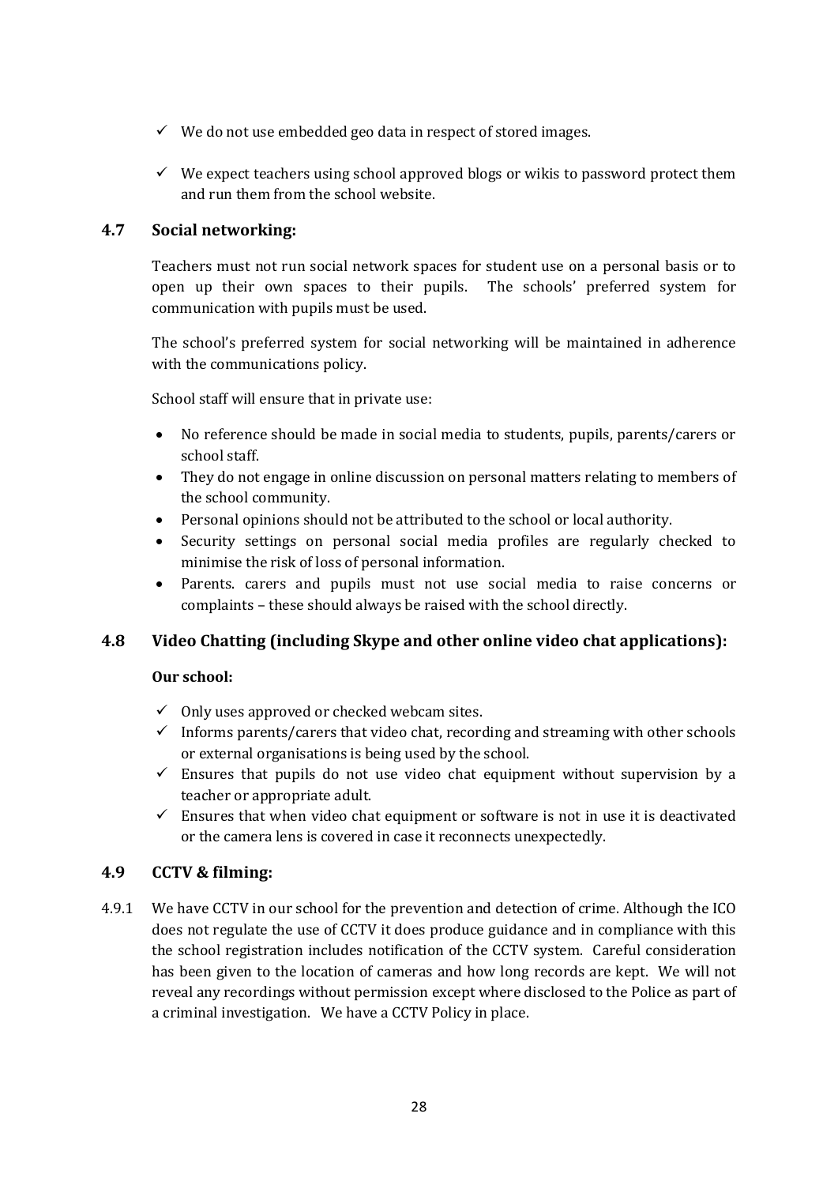- ✓ We do not use embedded geo data in respect of stored images.
- ✓ We expect teachers using school approved blogs or wikis to password protect them and run them from the school website.

### 4.7 Social networking:

Teachers must not run social network spaces for student use on a personal basis or to open up their own spaces to their pupils. The schools' preferred system for communication with pupils must be used.

The school's preferred system for social networking will be maintained in adherence with the communications policy.

School staff will ensure that in private use:

- No reference should be made in social media to students, pupils, parents/carers or school staff.
- They do not engage in online discussion on personal matters relating to members of the school community.
- Personal opinions should not be attributed to the school or local authority.
- Security settings on personal social media profiles are regularly checked to minimise the risk of loss of personal information.
- Parents. carers and pupils must not use social media to raise concerns or complaints – these should always be raised with the school directly.

### 4.8 Video Chatting (including Skype and other online video chat applications):

**Our school:**

- ✓ Only uses approved or checked webcam sites.
- ✓ Informs parents/carers that video chat, recording and streaming with other schools or external organisations is being used by the school.
- ✓ Ensures that pupils do not use video chat equipment without supervision by a teacher or appropriate adult.
- ✓ Ensures that when video chat equipment or software is not in use it is deactivated or the camera lens is covered in case it reconnects unexpectedly.

### 4.9 CCTV & filming:

4.9.1 We have CCTV in our school for the prevention and detection of crime. Although the ICO does not regulate the use of CCTV it does produce guidance and in compliance with this the school registration includes notification of the CCTV system. Careful consideration has been given to the location of cameras and how long records are kept. We will not reveal any recordings without permission except where disclosed to the Police as part of a criminal investigation. We have a CCTV Policy in place.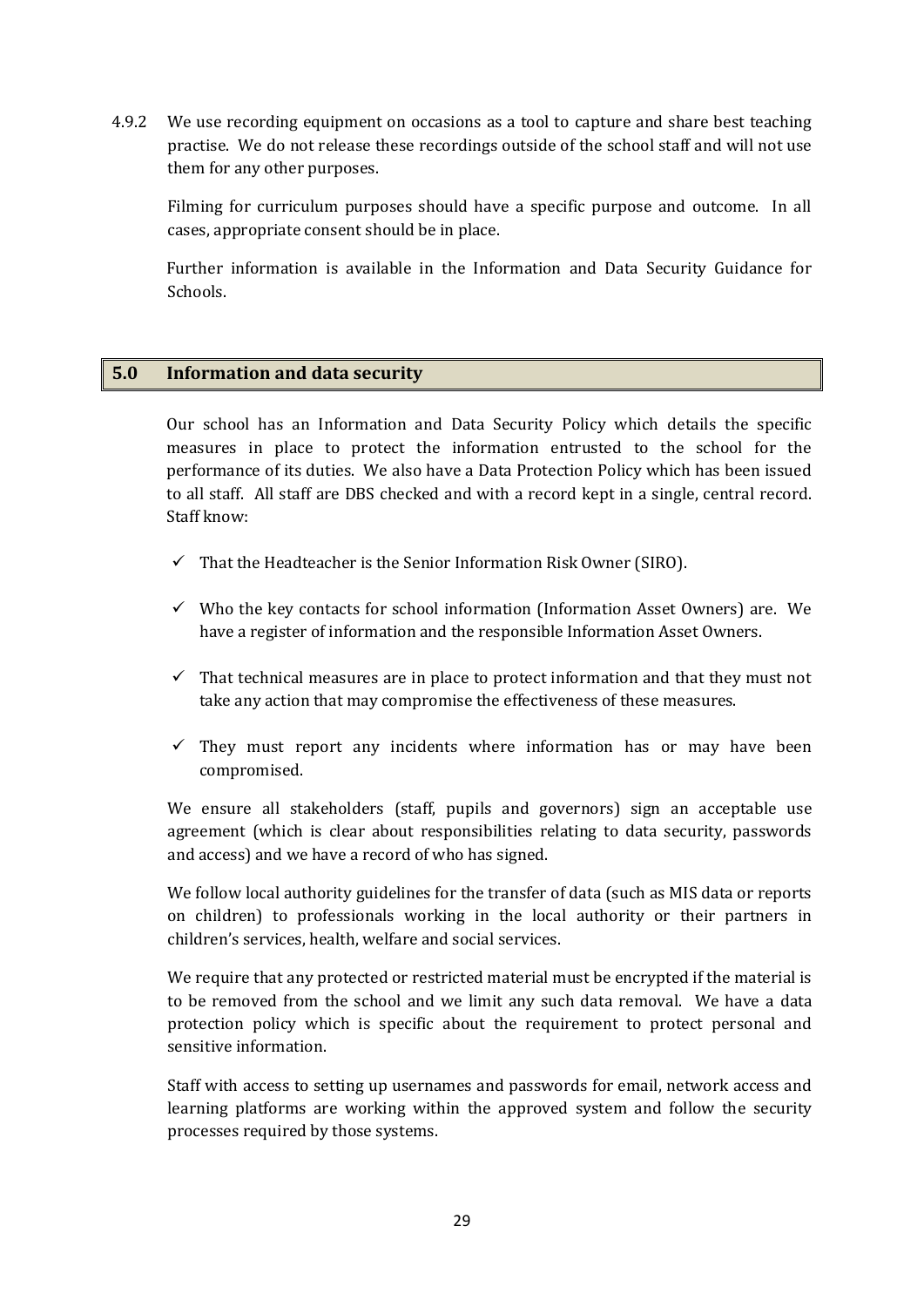4.9.2 We use recording equipment on occasions as a tool to capture and share best teaching practise. We do not release these recordings outside of the school staff and will not use them for any other purposes.

Filming for curriculum purposes should have a specific purpose and outcome. In all cases, appropriate consent should be in place.

Further information is available in the Information and Data Security Guidance for Schools.

## 5.0 Information and data security

Our school has an Information and Data Security Policy which details the specific measures in place to protect the information entrusted to the school for the performance of its duties. We also have a Data Protection Policy which has been issued to all staff. All staff are DBS checked and with a record kept in a single, central record. Staff know:

- ✓ That the Headteacher is the Senior Information Risk Owner (SIRO).
- ✓ Who the key contacts for school information (Information Asset Owners) are. We have a register of information and the responsible Information Asset Owners.
- ✓ That technical measures are in place to protect information and that they must not take any action that may compromise the effectiveness of these measures.
- ✓ They must report any incidents where information has or may have been compromised.

We ensure all stakeholders (staff, pupils and governors) sign an acceptable use agreement (which is clear about responsibilities relating to data security, passwords and access) and we have a record of who has signed.

We follow local authority guidelines for the transfer of data (such as MIS data or reports on children) to professionals working in the local authority or their partners in children's services, health, welfare and social services.

We require that any protected or restricted material must be encrypted if the material is to be removed from the school and we limit any such data removal. We have a data protection policy which is specific about the requirement to protect personal and sensitive information.

Staff with access to setting up usernames and passwords for email, network access and learning platforms are working within the approved system and follow the security processes required by those systems.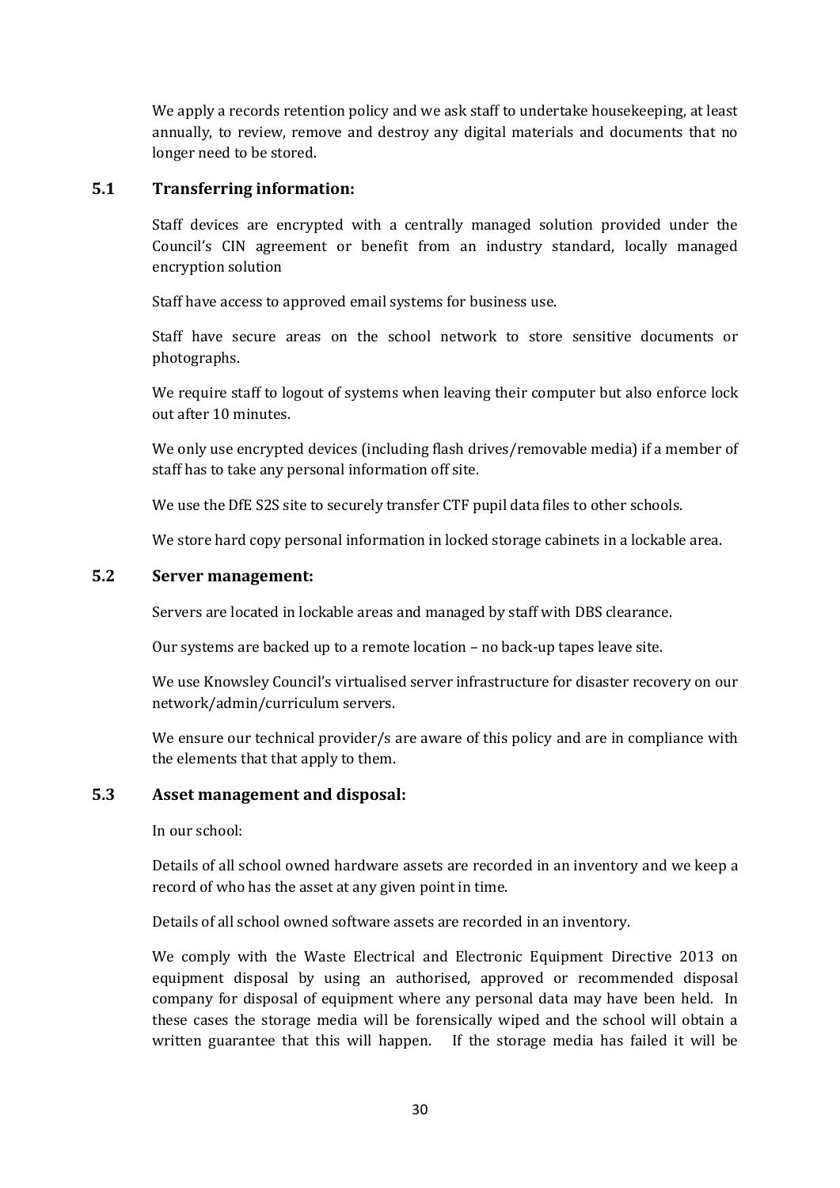We apply a records retention policy and we ask staff to undertake housekeeping, at least annually, to review, remove and destroy any digital materials and documents that no longer need to be stored.

## 5.1 Transferring information:

Staff devices are encrypted with a centrally managed solution provided under the Council's CIN agreement or benefit from an industry standard, locally managed encryption solution

Staff have access to approved email systems for business use.

Staff have secure areas on the school network to store sensitive documents or photographs.

We require staff to logout of systems when leaving their computer but also enforce lock out after 10 minutes.

We only use encrypted devices (including flash drives/removable media) if a member of staff has to take any personal information off site.

We use the DfE S2S site to securely transfer CTF pupil data files to other schools.

We store hard copy personal information in locked storage cabinets in a lockable area.

## 5.2 Server management:

Servers are located in lockable areas and managed by staff with DBS clearance.

Our systems are backed up to a remote location – no back-up tapes leave site.

We use Knowsley Council's virtualised server infrastructure for disaster recovery on our network/admin/curriculum servers.

We ensure our technical provider/s are aware of this policy and are in compliance with the elements that that apply to them.

## 5.3 Asset management and disposal:

In our school:

Details of all school owned hardware assets are recorded in an inventory and we keep a record of who has the asset at any given point in time.

Details of all school owned software assets are recorded in an inventory.

We comply with the Waste Electrical and Electronic Equipment Directive 2013 on equipment disposal by using an authorised, approved or recommended disposal company for disposal of equipment where any personal data may have been held. In these cases the storage media will be forensically wiped and the school will obtain a written guarantee that this will happen. If the storage media has failed it will be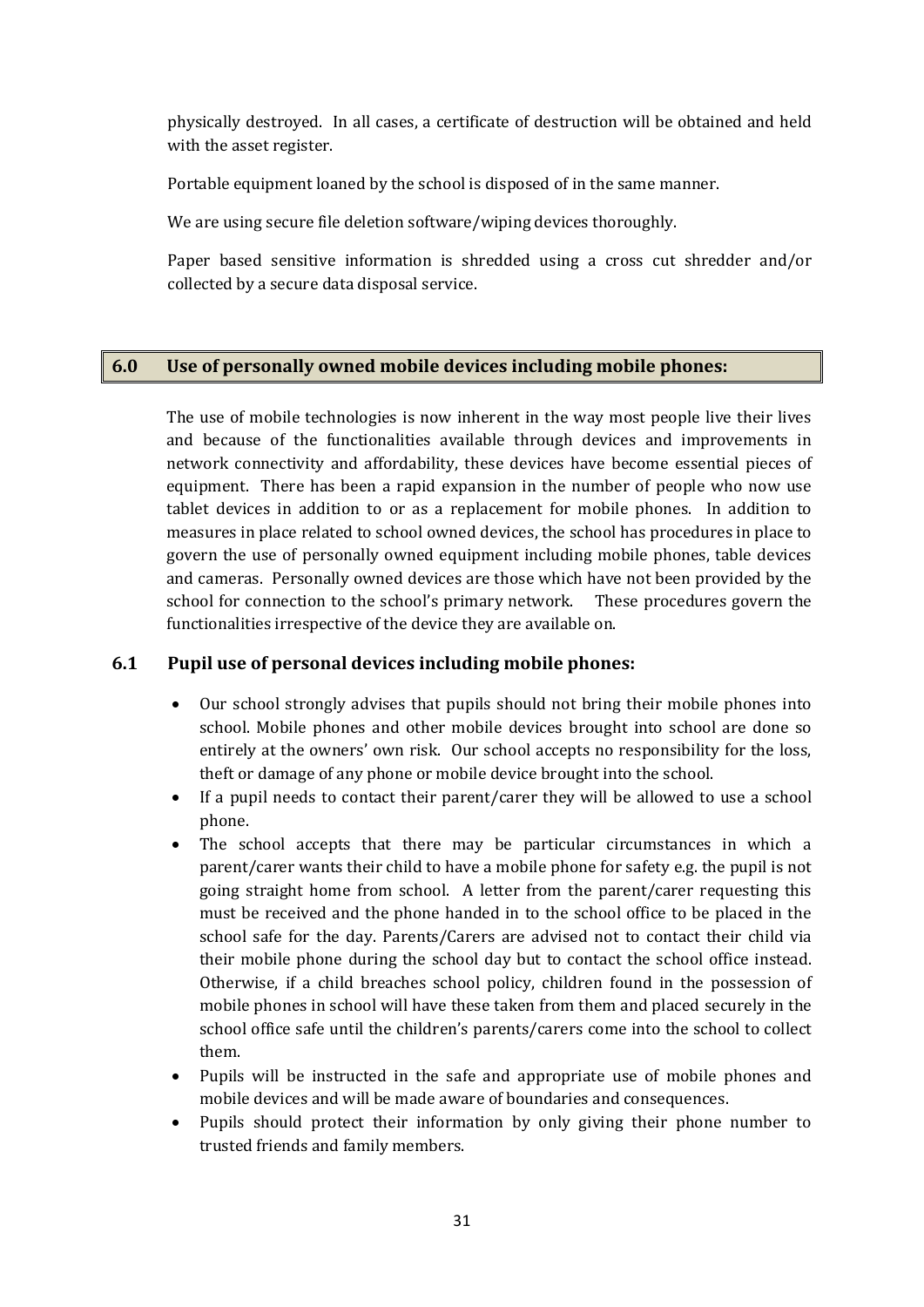physically destroyed. In all cases, a certificate of destruction will be obtained and held with the asset register.

Portable equipment loaned by the school is disposed of in the same manner.

We are using secure file deletion software/wiping devices thoroughly.

Paper based sensitive information is shredded using a cross cut shredder and/or collected by a secure data disposal service.

## 6.0 Use of personally owned mobile devices including mobile phones:

The use of mobile technologies is now inherent in the way most people live their lives and because of the functionalities available through devices and improvements in network connectivity and affordability, these devices have become essential pieces of equipment. There has been a rapid expansion in the number of people who now use tablet devices in addition to or as a replacement for mobile phones. In addition to measures in place related to school owned devices, the school has procedures in place to govern the use of personally owned equipment including mobile phones, table devices and cameras. Personally owned devices are those which have not been provided by the school for connection to the school's primary network. These procedures govern the functionalities irrespective of the device they are available on.

### 6.1 Pupil use of personal devices including mobile phones:

- Our school strongly advises that pupils should not bring their mobile phones into school. Mobile phones and other mobile devices brought into school are done so entirely at the owners' own risk. Our school accepts no responsibility for the loss, theft or damage of any phone or mobile device brought into the school.
- If a pupil needs to contact their parent/carer they will be allowed to use a school phone.
- The school accepts that there may be particular circumstances in which a parent/carer wants their child to have a mobile phone for safety e.g. the pupil is not going straight home from school. A letter from the parent/carer requesting this must be received and the phone handed in to the school office to be placed in the school safe for the day. Parents/Carers are advised not to contact their child via their mobile phone during the school day but to contact the school office instead. Otherwise, if a child breaches school policy, children found in the possession of mobile phones in school will have these taken from them and placed securely in the school office safe until the children's parents/carers come into the school to collect them.
- Pupils will be instructed in the safe and appropriate use of mobile phones and mobile devices and will be made aware of boundaries and consequences.
- Pupils should protect their information by only giving their phone number to trusted friends and family members.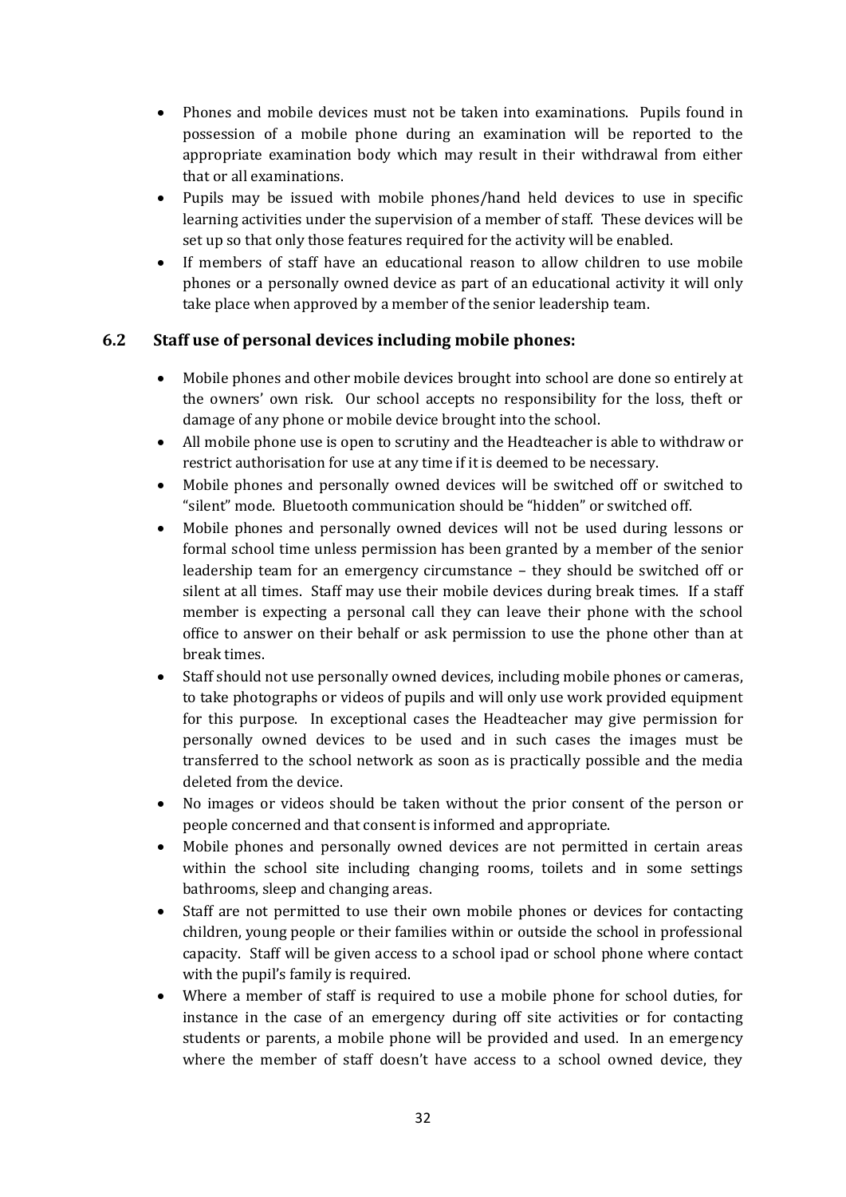- Phones and mobile devices must not be taken into examinations. Pupils found in possession of a mobile phone during an examination will be reported to the appropriate examination body which may result in their withdrawal from either that or all examinations.
- Pupils may be issued with mobile phones/hand held devices to use in specific learning activities under the supervision of a member of staff. These devices will be set up so that only those features required for the activity will be enabled.
- If members of staff have an educational reason to allow children to use mobile phones or a personally owned device as part of an educational activity it will only take place when approved by a member of the senior leadership team.

### 6.2 Staff use of personal devices including mobile phones:

- Mobile phones and other mobile devices brought into school are done so entirely at the owners' own risk. Our school accepts no responsibility for the loss, theft or damage of any phone or mobile device brought into the school.
- All mobile phone use is open to scrutiny and the Headteacher is able to withdraw or restrict authorisation for use at any time if it is deemed to be necessary.
- Mobile phones and personally owned devices will be switched off or switched to "silent" mode. Bluetooth communication should be "hidden" or switched off.
- Mobile phones and personally owned devices will not be used during lessons or formal school time unless permission has been granted by a member of the senior leadership team for an emergency circumstance – they should be switched off or silent at all times. Staff may use their mobile devices during break times. If a staff member is expecting a personal call they can leave their phone with the school office to answer on their behalf or ask permission to use the phone other than at break times.
- Staff should not use personally owned devices, including mobile phones or cameras, to take photographs or videos of pupils and will only use work provided equipment for this purpose. In exceptional cases the Headteacher may give permission for personally owned devices to be used and in such cases the images must be transferred to the school network as soon as is practically possible and the media deleted from the device.
- No images or videos should be taken without the prior consent of the person or people concerned and that consent is informed and appropriate.
- Mobile phones and personally owned devices are not permitted in certain areas within the school site including changing rooms, toilets and in some settings bathrooms, sleep and changing areas.
- Staff are not permitted to use their own mobile phones or devices for contacting children, young people or their families within or outside the school in professional capacity. Staff will be given access to a school ipad or school phone where contact with the pupil's family is required.
- Where a member of staff is required to use a mobile phone for school duties, for instance in the case of an emergency during off site activities or for contacting students or parents, a mobile phone will be provided and used. In an emergency where the member of staff doesn't have access to a school owned device, they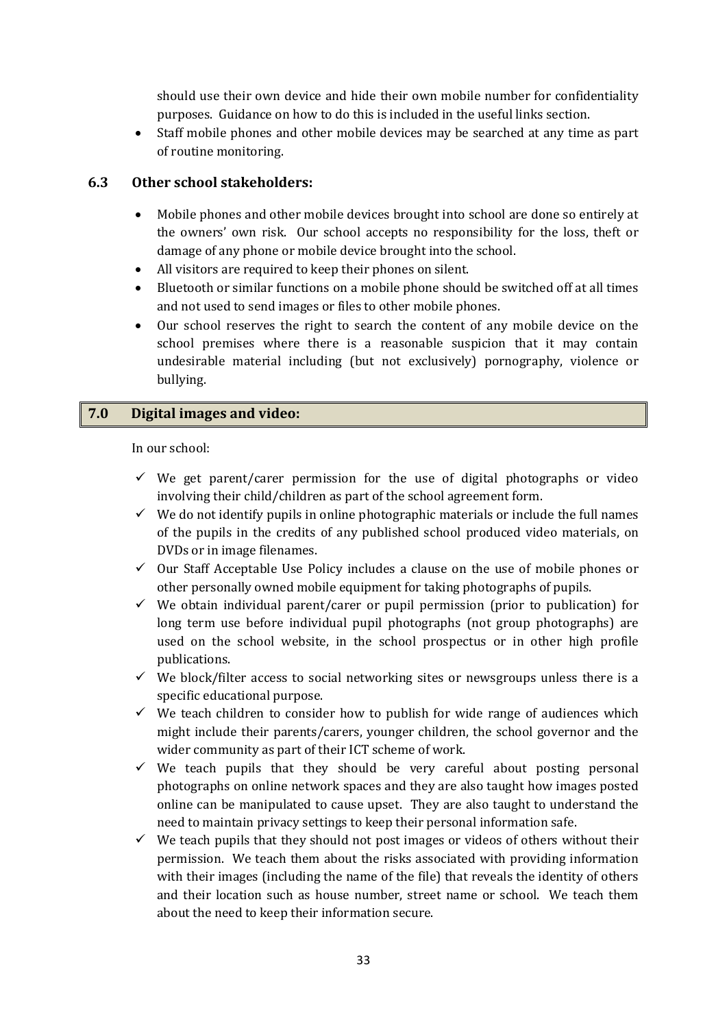should use their own device and hide their own mobile number for confidentiality purposes. Guidance on how to do this is included in the useful links section.

- Staff mobile phones and other mobile devices may be searched at any time as part of routine monitoring.

### 6.3 Other school stakeholders:

- Mobile phones and other mobile devices brought into school are done so entirely at the owners' own risk. Our school accepts no responsibility for the loss, theft or damage of any phone or mobile device brought into the school.
- All visitors are required to keep their phones on silent.
- Bluetooth or similar functions on a mobile phone should be switched off at all times and not used to send images or files to other mobile phones.
- Our school reserves the right to search the content of any mobile device on the school premises where there is a reasonable suspicion that it may contain undesirable material including (but not exclusively) pornography, violence or bullying.

## 7.0 Digital images and video:

In our school:

- ✓ We get parent/carer permission for the use of digital photographs or video involving their child/children as part of the school agreement form.
- ✓ We do not identify pupils in online photographic materials or include the full names of the pupils in the credits of any published school produced video materials, on DVDs or in image filenames.
- ✓ Our Staff Acceptable Use Policy includes a clause on the use of mobile phones or other personally owned mobile equipment for taking photographs of pupils.
- ✓ We obtain individual parent/carer or pupil permission (prior to publication) for long term use before individual pupil photographs (not group photographs) are used on the school website, in the school prospectus or in other high profile publications.
- ✓ We block/filter access to social networking sites or newsgroups unless there is a specific educational purpose.
- ✓ We teach children to consider how to publish for wide range of audiences which might include their parents/carers, younger children, the school governor and the wider community as part of their ICT scheme of work.
- ✓ We teach pupils that they should be very careful about posting personal photographs on online network spaces and they are also taught how images posted online can be manipulated to cause upset. They are also taught to understand the need to maintain privacy settings to keep their personal information safe.
- ✓ We teach pupils that they should not post images or videos of others without their permission. We teach them about the risks associated with providing information with their images (including the name of the file) that reveals the identity of others and their location such as house number, street name or school. We teach them about the need to keep their information secure.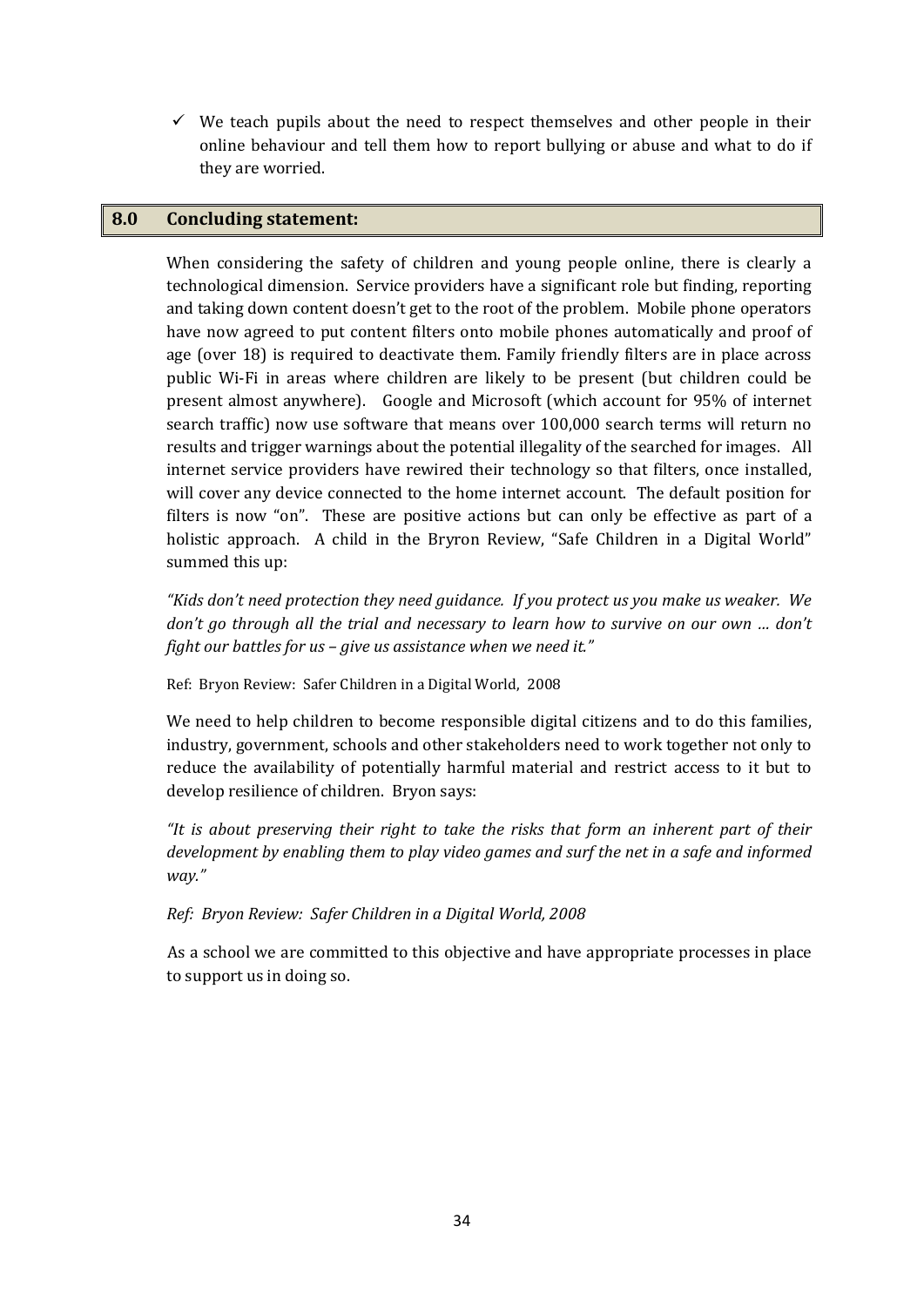- ✓ We teach pupils about the need to respect themselves and other people in their online behaviour and tell them how to report bullying or abuse and what to do if they are worried.

## 8.0 Concluding statement:

When considering the safety of children and young people online, there is clearly a technological dimension. Service providers have a significant role but finding, reporting and taking down content doesn't get to the root of the problem. Mobile phone operators have now agreed to put content filters onto mobile phones automatically and proof of age (over 18) is required to deactivate them. Family friendly filters are in place across public Wi-Fi in areas where children are likely to be present (but children could be present almost anywhere). Google and Microsoft (which account for 95% of internet search traffic) now use software that means over 100,000 search terms will return no results and trigger warnings about the potential illegality of the searched for images. All internet service providers have rewired their technology so that filters, once installed, will cover any device connected to the home internet account. The default position for filters is now "on". These are positive actions but can only be effective as part of a holistic approach. A child in the Bryron Review, "Safe Children in a Digital World" summed this up:

*"Kids don't need protection they need guidance. If you protect us you make us weaker. We don't go through all the trial and necessary to learn how to survive on our own … don't fight our battles for us – give us assistance when we need it."*

Ref: Bryon Review: Safer Children in a Digital World, 2008

We need to help children to become responsible digital citizens and to do this families, industry, government, schools and other stakeholders need to work together not only to reduce the availability of potentially harmful material and restrict access to it but to develop resilience of children. Bryon says:

*"It is about preserving their right to take the risks that form an inherent part of their development by enabling them to play video games and surf the net in a safe and informed way."*

*Ref: Bryon Review: Safer Children in a Digital World, 2008*

As a school we are committed to this objective and have appropriate processes in place to support us in doing so.